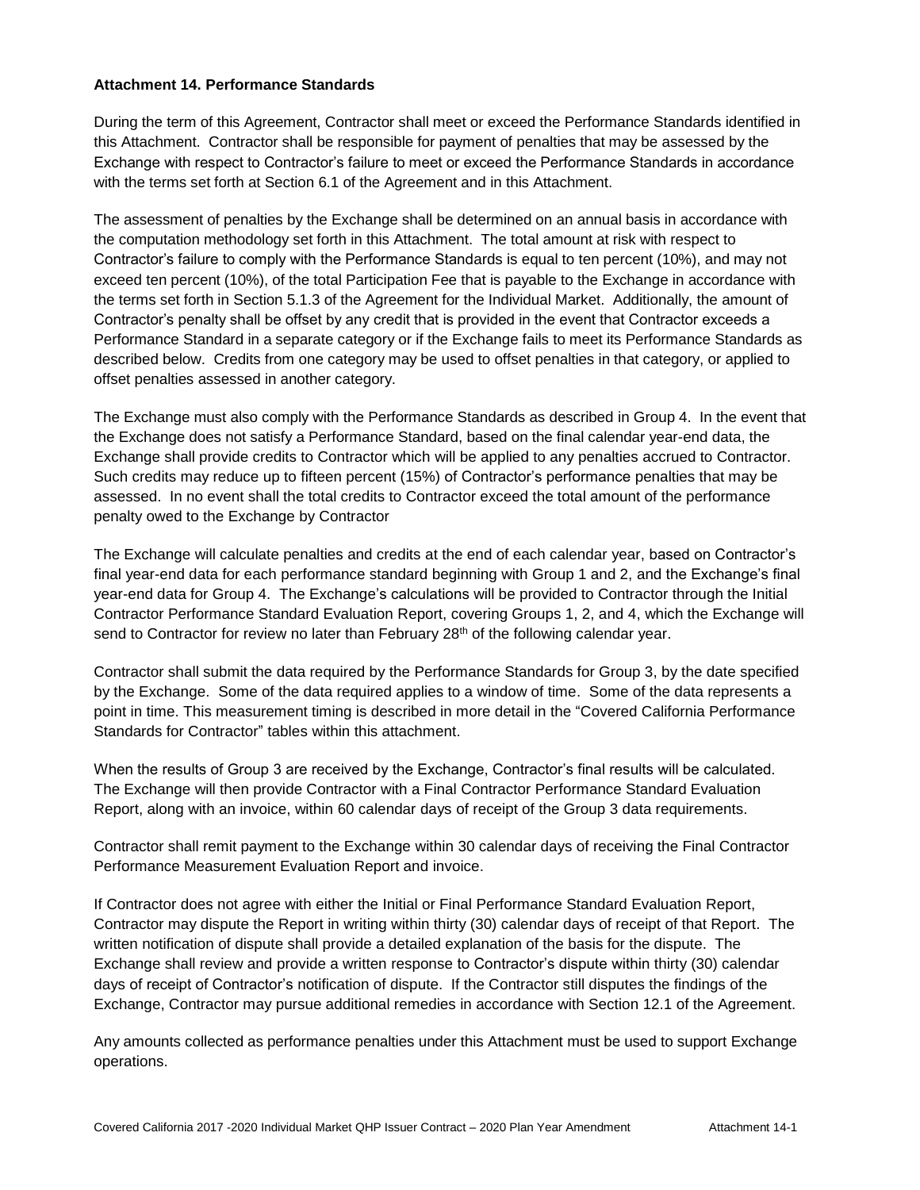**Attachment 14. Performance Standards**

During the term of this Agreement, Contractor shall meet or exceed the Performance Standards identified in this Attachment. Contractor shall be responsible for payment of penalties that may be assessed by the Exchange with respect to Contractor's failure to meet or exceed the Performance Standards in accordance with the terms set forth at Section 6.1 of the Agreement and in this Attachment.

The assessment of penalties by the Exchange shall be determined on an annual basis in accordance with the computation methodology set forth in this Attachment. The total amount at risk with respect to Contractor's failure to comply with the Performance Standards is equal to ten percent (10%), and may not exceed ten percent (10%), of the total Participation Fee that is payable to the Exchange in accordance with the terms set forth in Section 5.1.3 of the Agreement for the Individual Market. Additionally, the amount of Contractor's penalty shall be offset by any credit that is provided in the event that Contractor exceeds a Performance Standard in a separate category or if the Exchange fails to meet its Performance Standards as described below. Credits from one category may be used to offset penalties in that category, or applied to offset penalties assessed in another category.

The Exchange must also comply with the Performance Standards as described in Group 4. In the event that the Exchange does not satisfy a Performance Standard, based on the final calendar year-end data, the Exchange shall provide credits to Contractor which will be applied to any penalties accrued to Contractor. Such credits may reduce up to fifteen percent (15%) of Contractor's performance penalties that may be assessed. In no event shall the total credits to Contractor exceed the total amount of the performance penalty owed to the Exchange by Contractor

The Exchange will calculate penalties and credits at the end of each calendar year, based on Contractor's final year-end data for each performance standard beginning with Group 1 and 2, and the Exchange's final year-end data for Group 4. The Exchange's calculations will be provided to Contractor through the Initial Contractor Performance Standard Evaluation Report, covering Groups 1, 2, and 4, which the Exchange will send to Contractor for review no later than February 28th of the following calendar year.

Contractor shall submit the data required by the Performance Standards for Group 3, by the date specified by the Exchange. Some of the data required applies to a window of time. Some of the data represents a point in time. This measurement timing is described in more detail in the "Covered California Performance Standards for Contractor" tables within this attachment.

When the results of Group 3 are received by the Exchange, Contractor's final results will be calculated. The Exchange will then provide Contractor with a Final Contractor Performance Standard Evaluation Report, along with an invoice, within 60 calendar days of receipt of the Group 3 data requirements.

Contractor shall remit payment to the Exchange within 30 calendar days of receiving the Final Contractor Performance Measurement Evaluation Report and invoice.

If Contractor does not agree with either the Initial or Final Performance Standard Evaluation Report, Contractor may dispute the Report in writing within thirty (30) calendar days of receipt of that Report. The written notification of dispute shall provide a detailed explanation of the basis for the dispute. The Exchange shall review and provide a written response to Contractor's dispute within thirty (30) calendar days of receipt of Contractor's notification of dispute. If the Contractor still disputes the findings of the Exchange, Contractor may pursue additional remedies in accordance with Section 12.1 of the Agreement.

Any amounts collected as performance penalties under this Attachment must be used to support Exchange operations.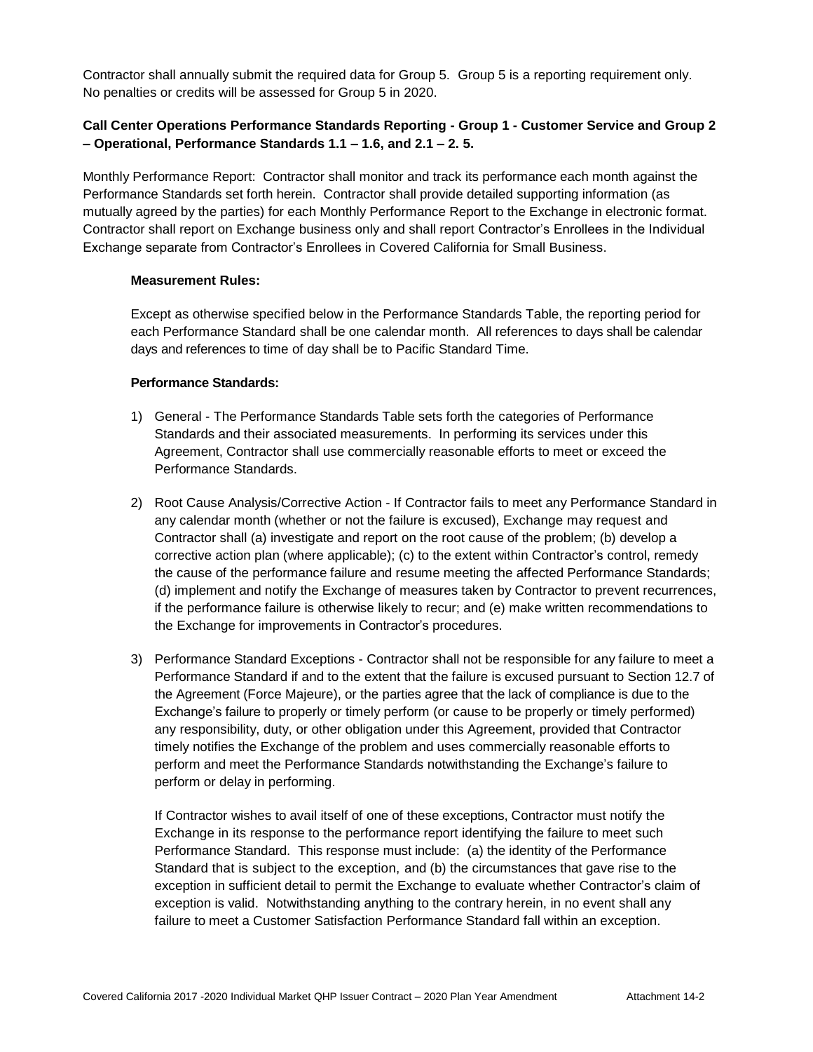Contractor shall annually submit the required data for Group 5. Group 5 is a reporting requirement only. No penalties or credits will be assessed for Group 5 in 2020.

**Call Center Operations Performance Standards Reporting - Group 1 - Customer Service and Group 2 – Operational, Performance Standards 1.1 – 1.6, and 2.1 – 2. 5.**

Monthly Performance Report: Contractor shall monitor and track its performance each month against the Performance Standards set forth herein. Contractor shall provide detailed supporting information (as mutually agreed by the parties) for each Monthly Performance Report to the Exchange in electronic format. Contractor shall report on Exchange business only and shall report Contractor's Enrollees in the Individual Exchange separate from Contractor's Enrollees in Covered California for Small Business.

**Measurement Rules:**

Except as otherwise specified below in the Performance Standards Table, the reporting period for each Performance Standard shall be one calendar month. All references to days shall be calendar days and references to time of day shall be to Pacific Standard Time.

**Performance Standards:**

1) General - The Performance Standards Table sets forth the categories of Performance Standards and their associated measurements. In performing its services under this Agreement, Contractor shall use commercially reasonable efforts to meet or exceed the Performance Standards.

2) Root Cause Analysis/Corrective Action - If Contractor fails to meet any Performance Standard in any calendar month (whether or not the failure is excused), Exchange may request and Contractor shall (a) investigate and report on the root cause of the problem; (b) develop a corrective action plan (where applicable); (c) to the extent within Contractor's control, remedy the cause of the performance failure and resume meeting the affected Performance Standards; (d) implement and notify the Exchange of measures taken by Contractor to prevent recurrences, if the performance failure is otherwise likely to recur; and (e) make written recommendations to the Exchange for improvements in Contractor's procedures.

3) Performance Standard Exceptions - Contractor shall not be responsible for any failure to meet a Performance Standard if and to the extent that the failure is excused pursuant to Section 12.7 of the Agreement (Force Majeure), or the parties agree that the lack of compliance is due to the Exchange's failure to properly or timely perform (or cause to be properly or timely performed) any responsibility, duty, or other obligation under this Agreement, provided that Contractor timely notifies the Exchange of the problem and uses commercially reasonable efforts to perform and meet the Performance Standards notwithstanding the Exchange's failure to perform or delay in performing.

   If Contractor wishes to avail itself of one of these exceptions, Contractor must notify the Exchange in its response to the performance report identifying the failure to meet such Performance Standard. This response must include: (a) the identity of the Performance Standard that is subject to the exception, and (b) the circumstances that gave rise to the exception in sufficient detail to permit the Exchange to evaluate whether Contractor's claim of exception is valid. Notwithstanding anything to the contrary herein, in no event shall any failure to meet a Customer Satisfaction Performance Standard fall within an exception.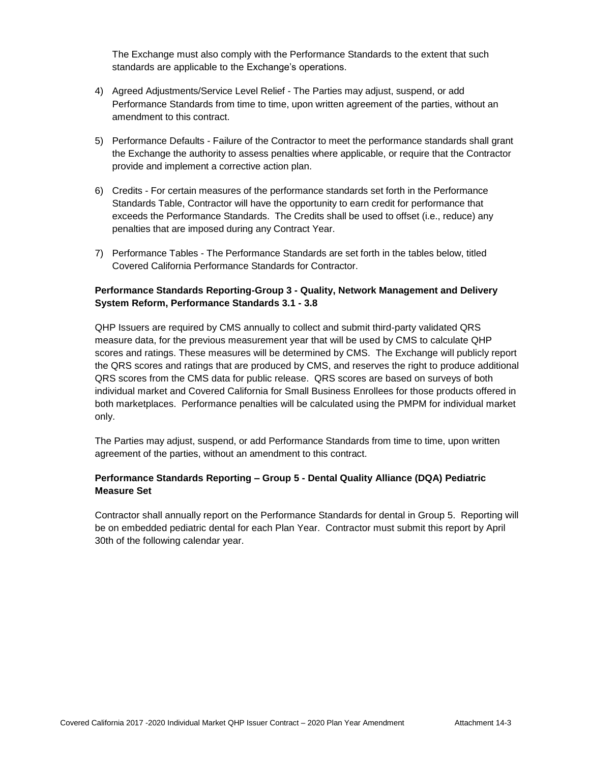The Exchange must also comply with the Performance Standards to the extent that such standards are applicable to the Exchange's operations.

4) Agreed Adjustments/Service Level Relief - The Parties may adjust, suspend, or add Performance Standards from time to time, upon written agreement of the parties, without an amendment to this contract.

5) Performance Defaults - Failure of the Contractor to meet the performance standards shall grant the Exchange the authority to assess penalties where applicable, or require that the Contractor provide and implement a corrective action plan.

6) Credits - For certain measures of the performance standards set forth in the Performance Standards Table, Contractor will have the opportunity to earn credit for performance that exceeds the Performance Standards. The Credits shall be used to offset (i.e., reduce) any penalties that are imposed during any Contract Year.

7) Performance Tables - The Performance Standards are set forth in the tables below, titled Covered California Performance Standards for Contractor.

**Performance Standards Reporting-Group 3 - Quality, Network Management and Delivery System Reform, Performance Standards 3.1 - 3.8**

QHP Issuers are required by CMS annually to collect and submit third-party validated QRS measure data, for the previous measurement year that will be used by CMS to calculate QHP scores and ratings. These measures will be determined by CMS. The Exchange will publicly report the QRS scores and ratings that are produced by CMS, and reserves the right to produce additional QRS scores from the CMS data for public release. QRS scores are based on surveys of both individual market and Covered California for Small Business Enrollees for those products offered in both marketplaces. Performance penalties will be calculated using the PMPM for individual market only.

The Parties may adjust, suspend, or add Performance Standards from time to time, upon written agreement of the parties, without an amendment to this contract.

**Performance Standards Reporting – Group 5 - Dental Quality Alliance (DQA) Pediatric Measure Set**

Contractor shall annually report on the Performance Standards for dental in Group 5. Reporting will be on embedded pediatric dental for each Plan Year. Contractor must submit this report by April 30th of the following calendar year.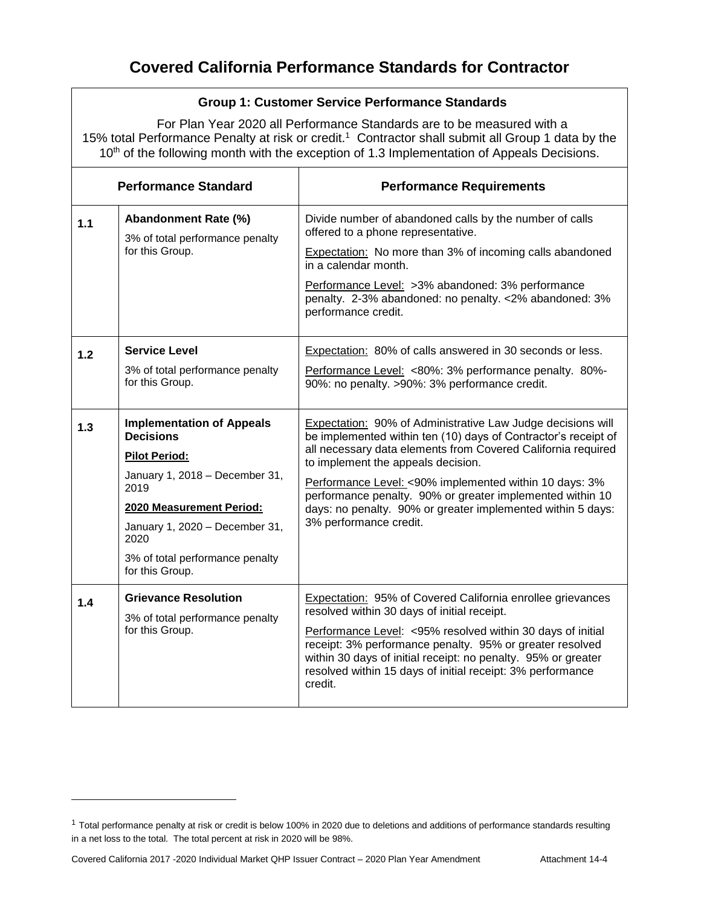# Covered California Performance Standards for Contractor

| Group 1: Customer Service Performance Standards | | |
|---|---|---|
| For Plan Year 2020 all Performance Standards are to be measured with a 15% total Performance Penalty at risk or credit.[1] Contractor shall submit all Group 1 data by the 10th of the following month with the exception of 1.3 Implementation of Appeals Decisions. | | |
| **Performance Standard** | | **Performance Requirements** |
| **1.1** | **Abandonment Rate (%)**<br><br>3% of total performance penalty for this Group. | Divide number of abandoned calls by the number of calls offered to a phone representative.<br><br>Expectation: No more than 3% of incoming calls abandoned in a calendar month.<br><br>Performance Level: >3% abandoned: 3% performance penalty. 2-3% abandoned: no penalty. <2% abandoned: 3% performance credit. |
| **1.2** | **Service Level**<br><br>3% of total performance penalty for this Group. | Expectation: 80% of calls answered in 30 seconds or less.<br><br>Performance Level: <80%: 3% performance penalty. 80%-90%: no penalty. >90%: 3% performance credit. |
| **1.3** | **Implementation of Appeals Decisions**<br><br>**Pilot Period:**<br><br>January 1, 2018 – December 31, 2019<br><br>**2020 Measurement Period:**<br><br>January 1, 2020 – December 31, 2020<br><br>3% of total performance penalty for this Group. | Expectation: 90% of Administrative Law Judge decisions will be implemented within ten (10) days of Contractor's receipt of all necessary data elements from Covered California required to implement the appeals decision.<br><br>Performance Level: <90% implemented within 10 days: 3% performance penalty. 90% or greater implemented within 10 days: no penalty. 90% or greater implemented within 5 days: 3% performance credit. |
| **1.4** | **Grievance Resolution**<br><br>3% of total performance penalty for this Group. | Expectation: 95% of Covered California enrollee grievances resolved within 30 days of initial receipt.<br><br>Performance Level: <95% resolved within 30 days of initial receipt: 3% performance penalty. 95% or greater resolved within 30 days of initial receipt: no penalty. 95% or greater resolved within 15 days of initial receipt: 3% performance credit. |

[1] Total performance penalty at risk or credit is below 100% in 2020 due to deletions and additions of performance standards resulting in a net loss to the total. The total percent at risk in 2020 will be 98%.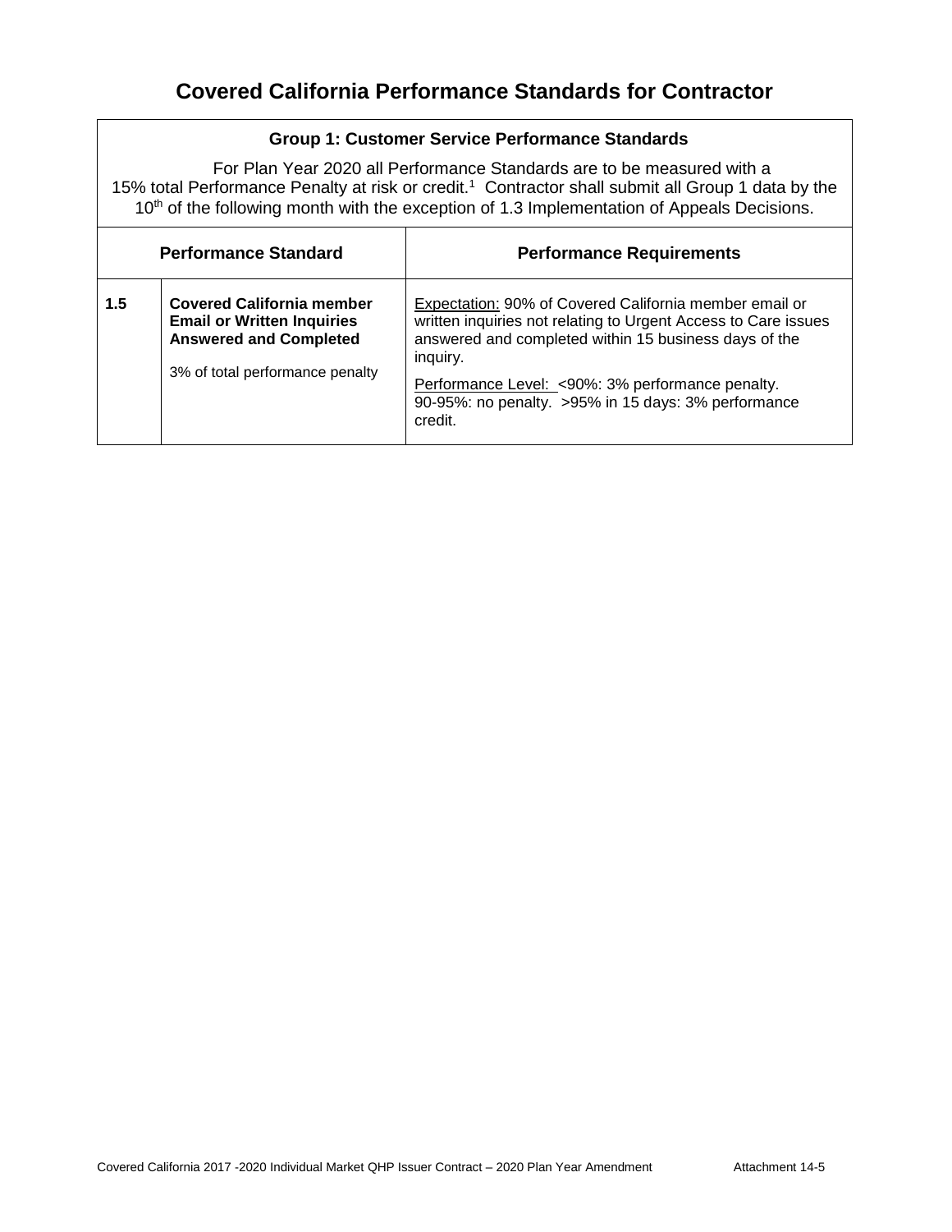# Covered California Performance Standards for Contractor

| Group 1: Customer Service Performance Standards | | |
|---|---|---|
| For Plan Year 2020 all Performance Standards are to be measured with a 15% total Performance Penalty at risk or credit.[1] Contractor shall submit all Group 1 data by the 10th of the following month with the exception of 1.3 Implementation of Appeals Decisions. | | |
| **Performance Standard** | | **Performance Requirements** |
| **1.5** | **Covered California member Email or Written Inquiries Answered and Completed**<br><br>3% of total performance penalty | Expectation: 90% of Covered California member email or written inquiries not relating to Urgent Access to Care issues answered and completed within 15 business days of the inquiry.<br><br>Performance Level: <90%: 3% performance penalty. 90-95%: no penalty. >95% in 15 days: 3% performance credit. |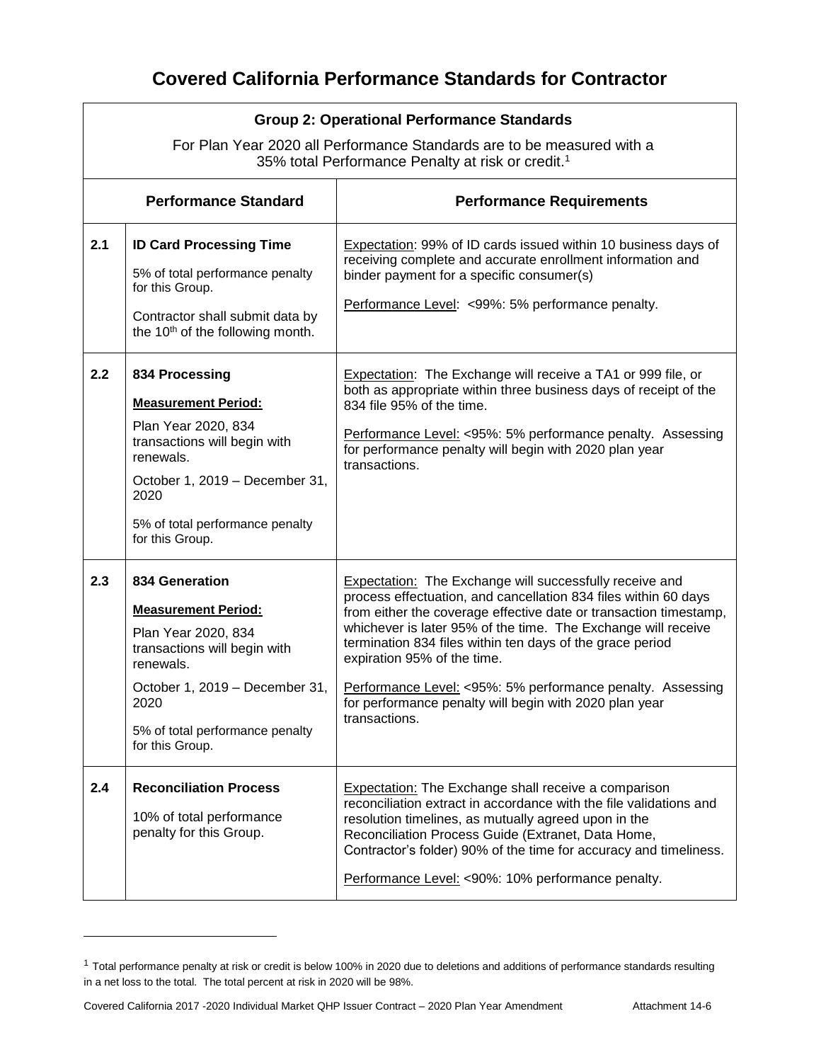# Covered California Performance Standards for Contractor

| Group 2: Operational Performance Standards<br>For Plan Year 2020 all Performance Standards are to be measured with a 35% total Performance Penalty at risk or credit.[1] | | |
|---|---|---|
| | **Performance Standard** | **Performance Requirements** |
| **2.1** | **ID Card Processing Time**<br><br>5% of total performance penalty for this Group.<br><br>Contractor shall submit data by the 10th of the following month. | Expectation: 99% of ID cards issued within 10 business days of receiving complete and accurate enrollment information and binder payment for a specific consumer(s)<br><br>Performance Level: <99%: 5% performance penalty. |
| **2.2** | **834 Processing**<br><br>**Measurement Period:**<br><br>Plan Year 2020, 834 transactions will begin with renewals.<br><br>October 1, 2019 – December 31, 2020<br><br>5% of total performance penalty for this Group. | Expectation: The Exchange will receive a TA1 or 999 file, or both as appropriate within three business days of receipt of the 834 file 95% of the time.<br><br>Performance Level: <95%: 5% performance penalty. Assessing for performance penalty will begin with 2020 plan year transactions. |
| **2.3** | **834 Generation**<br><br>**Measurement Period:**<br><br>Plan Year 2020, 834 transactions will begin with renewals.<br><br>October 1, 2019 – December 31, 2020<br><br>5% of total performance penalty for this Group. | Expectation: The Exchange will successfully receive and process effectuation, and cancellation 834 files within 60 days from either the coverage effective date or transaction timestamp, whichever is later 95% of the time. The Exchange will receive termination 834 files within ten days of the grace period expiration 95% of the time.<br><br>Performance Level: <95%: 5% performance penalty. Assessing for performance penalty will begin with 2020 plan year transactions. |
| **2.4** | **Reconciliation Process**<br><br>10% of total performance penalty for this Group. | Expectation: The Exchange shall receive a comparison reconciliation extract in accordance with the file validations and resolution timelines, as mutually agreed upon in the Reconciliation Process Guide (Extranet, Data Home, Contractor's folder) 90% of the time for accuracy and timeliness.<br><br>Performance Level: <90%: 10% performance penalty. |

[1] Total performance penalty at risk or credit is below 100% in 2020 due to deletions and additions of performance standards resulting in a net loss to the total. The total percent at risk in 2020 will be 98%.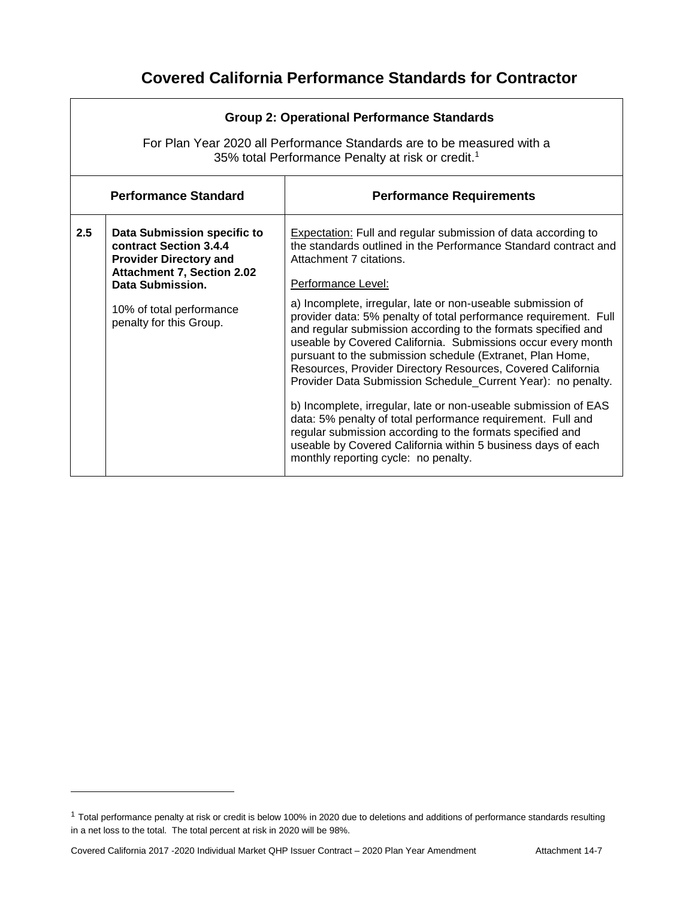# Covered California Performance Standards for Contractor

| Group 2: Operational Performance Standards<br><br>For Plan Year 2020 all Performance Standards are to be measured with a 35% total Performance Penalty at risk or credit.[1] | | |
|---|---|---|
| **Performance Standard** | | **Performance Requirements** |
| **2.5** | **Data Submission specific to contract Section 3.4.4 Provider Directory and Attachment 7, Section 2.02 Data Submission.**<br><br>10% of total performance penalty for this Group. | Expectation: Full and regular submission of data according to the standards outlined in the Performance Standard contract and Attachment 7 citations.<br><br>Performance Level:<br><br>a) Incomplete, irregular, late or non-useable submission of provider data: 5% penalty of total performance requirement. Full and regular submission according to the formats specified and useable by Covered California. Submissions occur every month pursuant to the submission schedule (Extranet, Plan Home, Resources, Provider Directory Resources, Covered California Provider Data Submission Schedule_Current Year): no penalty.<br><br>b) Incomplete, irregular, late or non-useable submission of EAS data: 5% penalty of total performance requirement. Full and regular submission according to the formats specified and useable by Covered California within 5 business days of each monthly reporting cycle: no penalty. |

[1] Total performance penalty at risk or credit is below 100% in 2020 due to deletions and additions of performance standards resulting in a net loss to the total. The total percent at risk in 2020 will be 98%.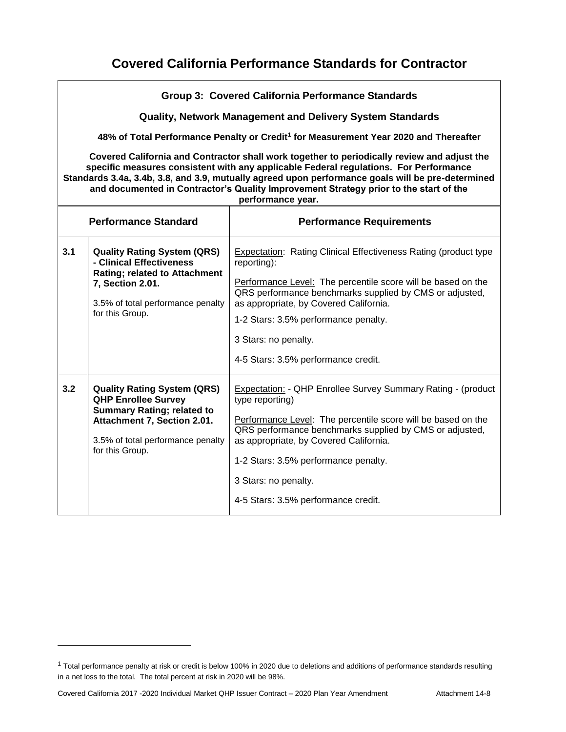# Covered California Performance Standards for Contractor

**Group 3: Covered California Performance Standards**

**Quality, Network Management and Delivery System Standards**

**48% of Total Performance Penalty or Credit[1] for Measurement Year 2020 and Thereafter**

**Covered California and Contractor shall work together to periodically review and adjust the specific measures consistent with any applicable Federal regulations. For Performance Standards 3.4a, 3.4b, 3.8, and 3.9, mutually agreed upon performance goals will be pre-determined and documented in Contractor's Quality Improvement Strategy prior to the start of the performance year.**

| Performance Standard | | Performance Requirements |
|---|---|---|
| **3.1** | **Quality Rating System (QRS) - Clinical Effectiveness Rating; related to Attachment 7, Section 2.01.**<br><br>3.5% of total performance penalty for this Group. | Expectation: Rating Clinical Effectiveness Rating (product type reporting):<br><br>Performance Level: The percentile score will be based on the QRS performance benchmarks supplied by CMS or adjusted, as appropriate, by Covered California.<br><br>1-2 Stars: 3.5% performance penalty.<br><br>3 Stars: no penalty.<br><br>4-5 Stars: 3.5% performance credit. |
| **3.2** | **Quality Rating System (QRS) QHP Enrollee Survey Summary Rating; related to Attachment 7, Section 2.01.**<br><br>3.5% of total performance penalty for this Group. | Expectation: - QHP Enrollee Survey Summary Rating - (product type reporting)<br><br>Performance Level: The percentile score will be based on the QRS performance benchmarks supplied by CMS or adjusted, as appropriate, by Covered California.<br><br>1-2 Stars: 3.5% performance penalty.<br><br>3 Stars: no penalty.<br><br>4-5 Stars: 3.5% performance credit. |

[1] Total performance penalty at risk or credit is below 100% in 2020 due to deletions and additions of performance standards resulting in a net loss to the total. The total percent at risk in 2020 will be 98%.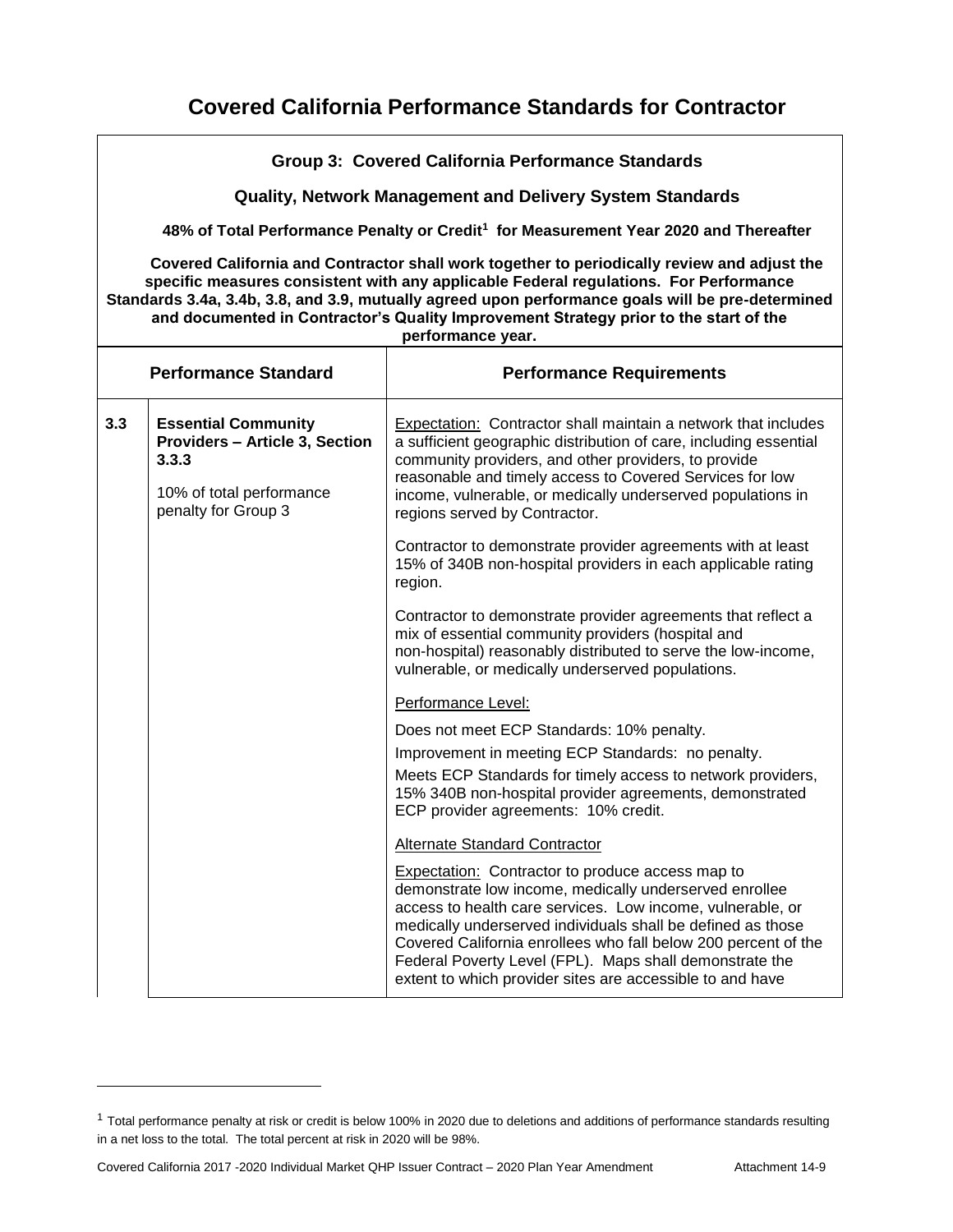# Covered California Performance Standards for Contractor

**Group 3: Covered California Performance Standards**

**Quality, Network Management and Delivery System Standards**

**48% of Total Performance Penalty or Credit[1] for Measurement Year 2020 and Thereafter**

**Covered California and Contractor shall work together to periodically review and adjust the specific measures consistent with any applicable Federal regulations. For Performance Standards 3.4a, 3.4b, 3.8, and 3.9, mutually agreed upon performance goals will be pre-determined and documented in Contractor's Quality Improvement Strategy prior to the start of the performance year.**

| | Performance Standard | Performance Requirements |
|---|---|---|
| **3.3** | **Essential Community Providers – Article 3, Section 3.3.3**<br><br>10% of total performance penalty for Group 3 | <u>Expectation:</u> Contractor shall maintain a network that includes a sufficient geographic distribution of care, including essential community providers, and other providers, to provide reasonable and timely access to Covered Services for low income, vulnerable, or medically underserved populations in regions served by Contractor.<br><br>Contractor to demonstrate provider agreements with at least 15% of 340B non-hospital providers in each applicable rating region.<br><br>Contractor to demonstrate provider agreements that reflect a mix of essential community providers (hospital and non-hospital) reasonably distributed to serve the low-income, vulnerable, or medically underserved populations.<br><br><u>Performance Level:</u><br><br>Does not meet ECP Standards: 10% penalty.<br>Improvement in meeting ECP Standards: no penalty.<br>Meets ECP Standards for timely access to network providers, 15% 340B non-hospital provider agreements, demonstrated ECP provider agreements: 10% credit.<br><br><u>Alternate Standard Contractor</u><br><br><u>Expectation:</u> Contractor to produce access map to demonstrate low income, medically underserved enrollee access to health care services. Low income, vulnerable, or medically underserved individuals shall be defined as those Covered California enrollees who fall below 200 percent of the Federal Poverty Level (FPL). Maps shall demonstrate the extent to which provider sites are accessible to and have |

[1] Total performance penalty at risk or credit is below 100% in 2020 due to deletions and additions of performance standards resulting in a net loss to the total. The total percent at risk in 2020 will be 98%.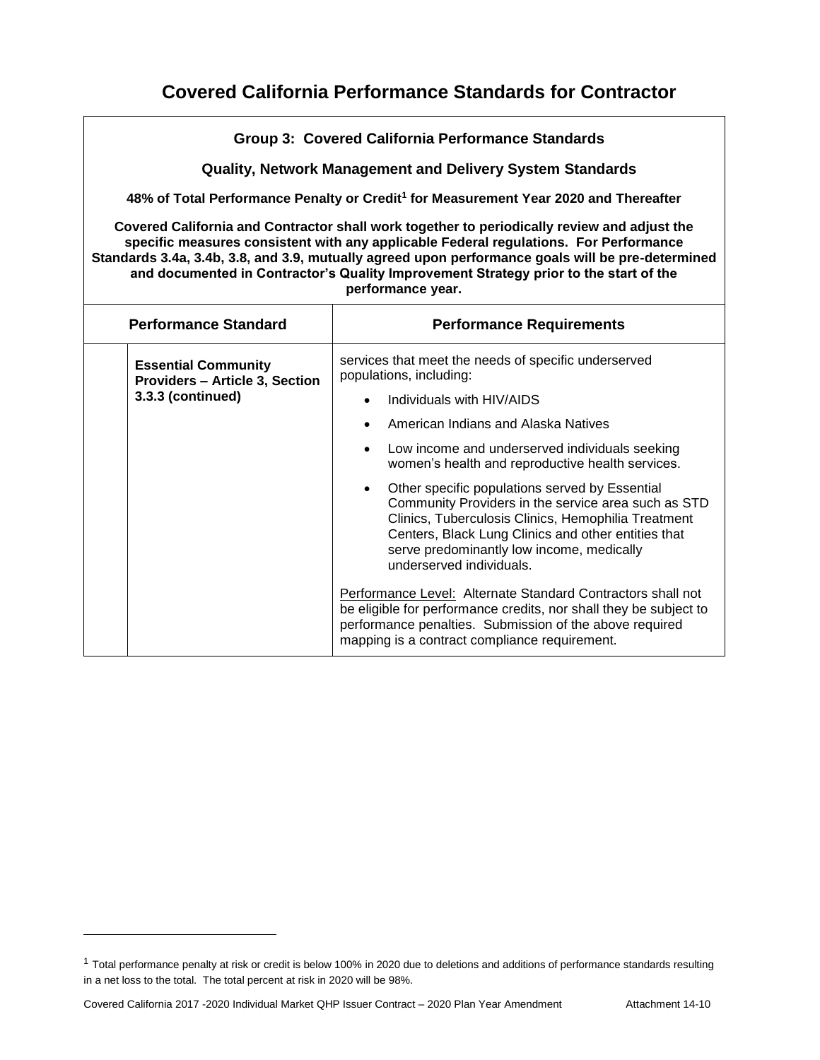# Covered California Performance Standards for Contractor

**Group 3: Covered California Performance Standards**

**Quality, Network Management and Delivery System Standards**

**48% of Total Performance Penalty or Credit[1] for Measurement Year 2020 and Thereafter**

**Covered California and Contractor shall work together to periodically review and adjust the specific measures consistent with any applicable Federal regulations. For Performance Standards 3.4a, 3.4b, 3.8, and 3.9, mutually agreed upon performance goals will be pre-determined and documented in Contractor's Quality Improvement Strategy prior to the start of the performance year.**

| | Performance Standard | Performance Requirements |
|---|---|---|
| | **Essential Community Providers – Article 3, Section 3.3.3 (continued)** | services that meet the needs of specific underserved populations, including:<br>• Individuals with HIV/AIDS<br>• American Indians and Alaska Natives<br>• Low income and underserved individuals seeking women's health and reproductive health services.<br>• Other specific populations served by Essential Community Providers in the service area such as STD Clinics, Tuberculosis Clinics, Hemophilia Treatment Centers, Black Lung Clinics and other entities that serve predominantly low income, medically underserved individuals.<br><br>Performance Level: Alternate Standard Contractors shall not be eligible for performance credits, nor shall they be subject to performance penalties. Submission of the above required mapping is a contract compliance requirement. |

[1] Total performance penalty at risk or credit is below 100% in 2020 due to deletions and additions of performance standards resulting in a net loss to the total. The total percent at risk in 2020 will be 98%.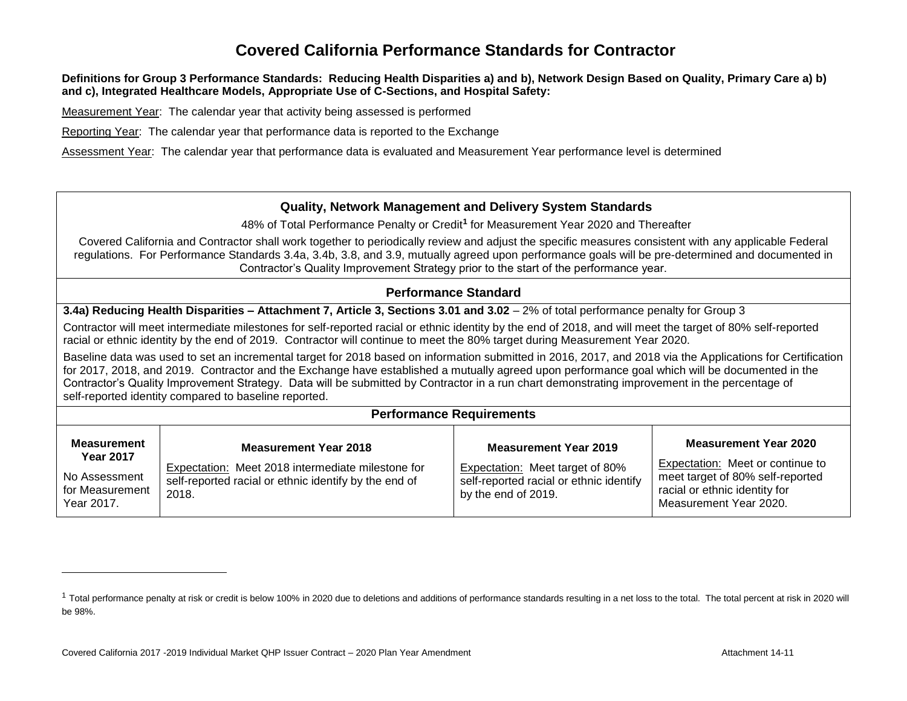# Covered California Performance Standards for Contractor

**Definitions for Group 3 Performance Standards: Reducing Health Disparities a) and b), Network Design Based on Quality, Primary Care a) b) and c), Integrated Healthcare Models, Appropriate Use of C-Sections, and Hospital Safety:**

Measurement Year: The calendar year that activity being assessed is performed

Reporting Year: The calendar year that performance data is reported to the Exchange

Assessment Year: The calendar year that performance data is evaluated and Measurement Year performance level is determined

## Quality, Network Management and Delivery System Standards

48% of Total Performance Penalty or Credit[1] for Measurement Year 2020 and Thereafter

Covered California and Contractor shall work together to periodically review and adjust the specific measures consistent with any applicable Federal regulations. For Performance Standards 3.4a, 3.4b, 3.8, and 3.9, mutually agreed upon performance goals will be pre-determined and documented in Contractor's Quality Improvement Strategy prior to the start of the performance year.

### Performance Standard

**3.4a) Reducing Health Disparities – Attachment 7, Article 3, Sections 3.01 and 3.02** – 2% of total performance penalty for Group 3

Contractor will meet intermediate milestones for self-reported racial or ethnic identity by the end of 2018, and will meet the target of 80% self-reported racial or ethnic identity by the end of 2019. Contractor will continue to meet the 80% target during Measurement Year 2020.

Baseline data was used to set an incremental target for 2018 based on information submitted in 2016, 2017, and 2018 via the Applications for Certification for 2017, 2018, and 2019. Contractor and the Exchange have established a mutually agreed upon performance goal which will be documented in the Contractor's Quality Improvement Strategy. Data will be submitted by Contractor in a run chart demonstrating improvement in the percentage of self-reported identity compared to baseline reported.

### Performance Requirements

| Measurement Year 2017 | Measurement Year 2018 | Measurement Year 2019 | Measurement Year 2020 |
|---|---|---|---|
| No Assessment for Measurement Year 2017. | Expectation: Meet 2018 intermediate milestone for self-reported racial or ethnic identify by the end of 2018. | Expectation: Meet target of 80% self-reported racial or ethnic identify by the end of 2019. | Expectation: Meet or continue to meet target of 80% self-reported racial or ethnic identity for Measurement Year 2020. |

[1] Total performance penalty at risk or credit is below 100% in 2020 due to deletions and additions of performance standards resulting in a net loss to the total. The total percent at risk in 2020 will be 98%.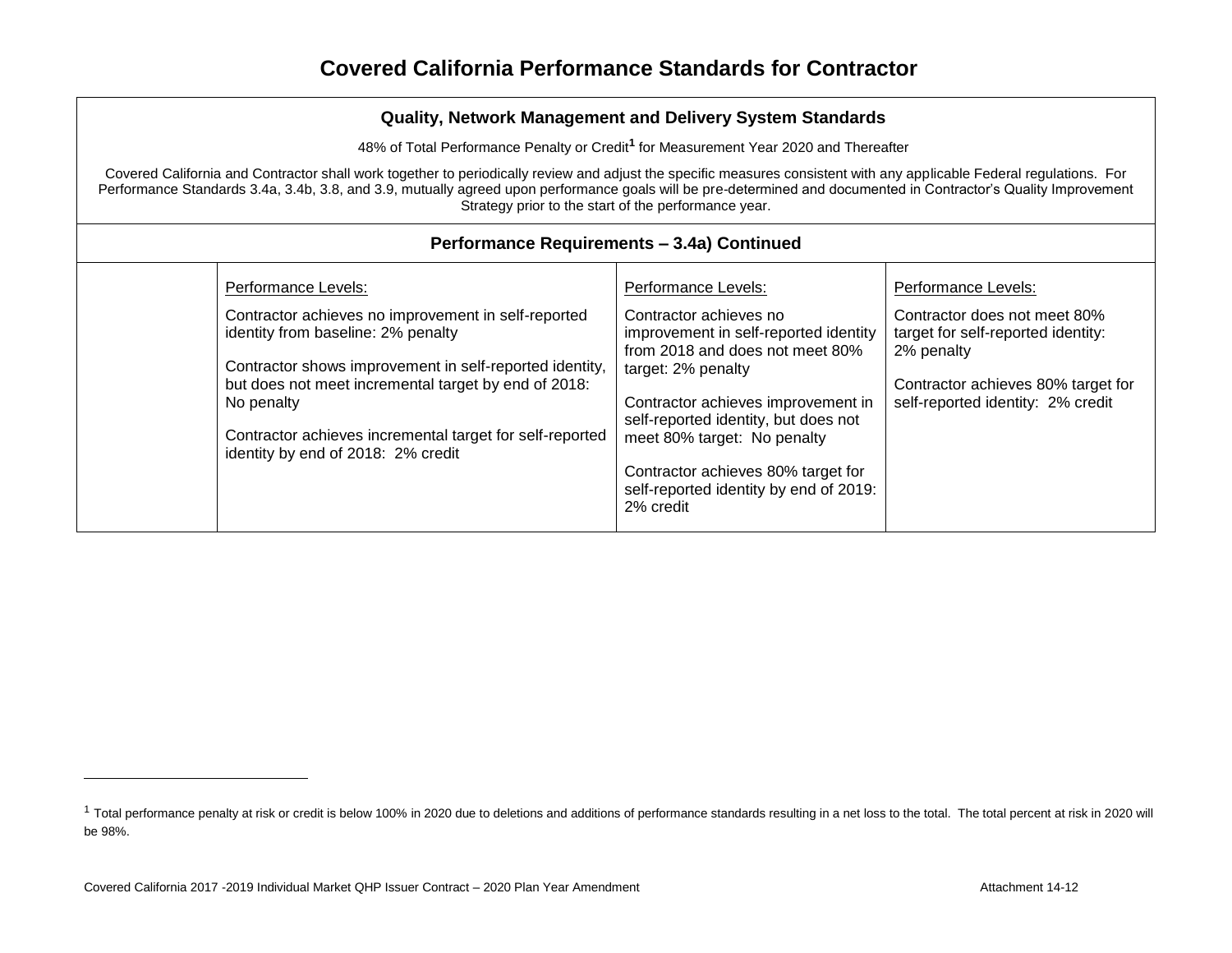# Covered California Performance Standards for Contractor

| Quality, Network Management and Delivery System Standards | | | |
|---|---|---|---|
| 48% of Total Performance Penalty or Credit[1] for Measurement Year 2020 and Thereafter<br><br>Covered California and Contractor shall work together to periodically review and adjust the specific measures consistent with any applicable Federal regulations. For Performance Standards 3.4a, 3.4b, 3.8, and 3.9, mutually agreed upon performance goals will be pre-determined and documented in Contractor's Quality Improvement Strategy prior to the start of the performance year. | | | |
| **Performance Requirements – 3.4a) Continued** | | | |
| | Performance Levels:<br><br>Contractor achieves no improvement in self-reported identity from baseline: 2% penalty<br><br>Contractor shows improvement in self-reported identity, but does not meet incremental target by end of 2018: No penalty<br><br>Contractor achieves incremental target for self-reported identity by end of 2018: 2% credit | Performance Levels:<br><br>Contractor achieves no improvement in self-reported identity from 2018 and does not meet 80% target: 2% penalty<br><br>Contractor achieves improvement in self-reported identity, but does not meet 80% target: No penalty<br><br>Contractor achieves 80% target for self-reported identity by end of 2019: 2% credit | Performance Levels:<br><br>Contractor does not meet 80% target for self-reported identity: 2% penalty<br><br>Contractor achieves 80% target for self-reported identity: 2% credit |

[1] Total performance penalty at risk or credit is below 100% in 2020 due to deletions and additions of performance standards resulting in a net loss to the total. The total percent at risk in 2020 will be 98%.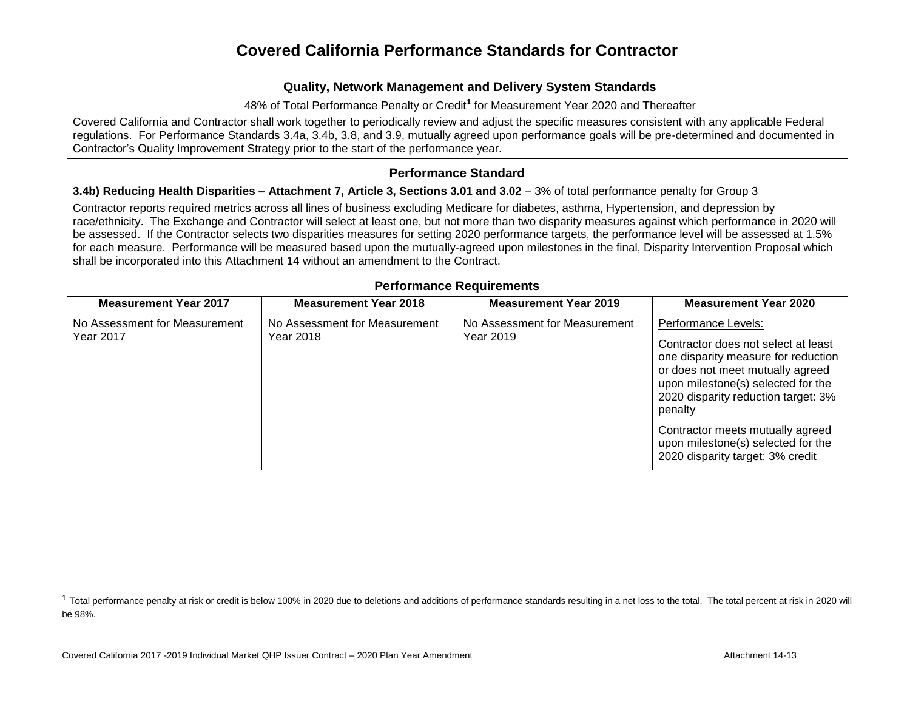# Covered California Performance Standards for Contractor

## Quality, Network Management and Delivery System Standards

48% of Total Performance Penalty or Credit[1] for Measurement Year 2020 and Thereafter

Covered California and Contractor shall work together to periodically review and adjust the specific measures consistent with any applicable Federal regulations. For Performance Standards 3.4a, 3.4b, 3.8, and 3.9, mutually agreed upon performance goals will be pre-determined and documented in Contractor's Quality Improvement Strategy prior to the start of the performance year.

## Performance Standard

**3.4b) Reducing Health Disparities – Attachment 7, Article 3, Sections 3.01 and 3.02** – 3% of total performance penalty for Group 3

Contractor reports required metrics across all lines of business excluding Medicare for diabetes, asthma, Hypertension, and depression by race/ethnicity. The Exchange and Contractor will select at least one, but not more than two disparity measures against which performance in 2020 will be assessed. If the Contractor selects two disparities measures for setting 2020 performance targets, the performance level will be assessed at 1.5% for each measure. Performance will be measured based upon the mutually-agreed upon milestones in the final, Disparity Intervention Proposal which shall be incorporated into this Attachment 14 without an amendment to the Contract.

## Performance Requirements

| Measurement Year 2017 | Measurement Year 2018 | Measurement Year 2019 | Measurement Year 2020 |
|---|---|---|---|
| No Assessment for Measurement Year 2017 | No Assessment for Measurement Year 2018 | No Assessment for Measurement Year 2019 | Performance Levels:<br><br>Contractor does not select at least one disparity measure for reduction or does not meet mutually agreed upon milestone(s) selected for the 2020 disparity reduction target: 3% penalty<br><br>Contractor meets mutually agreed upon milestone(s) selected for the 2020 disparity target: 3% credit |

[1] Total performance penalty at risk or credit is below 100% in 2020 due to deletions and additions of performance standards resulting in a net loss to the total. The total percent at risk in 2020 will be 98%.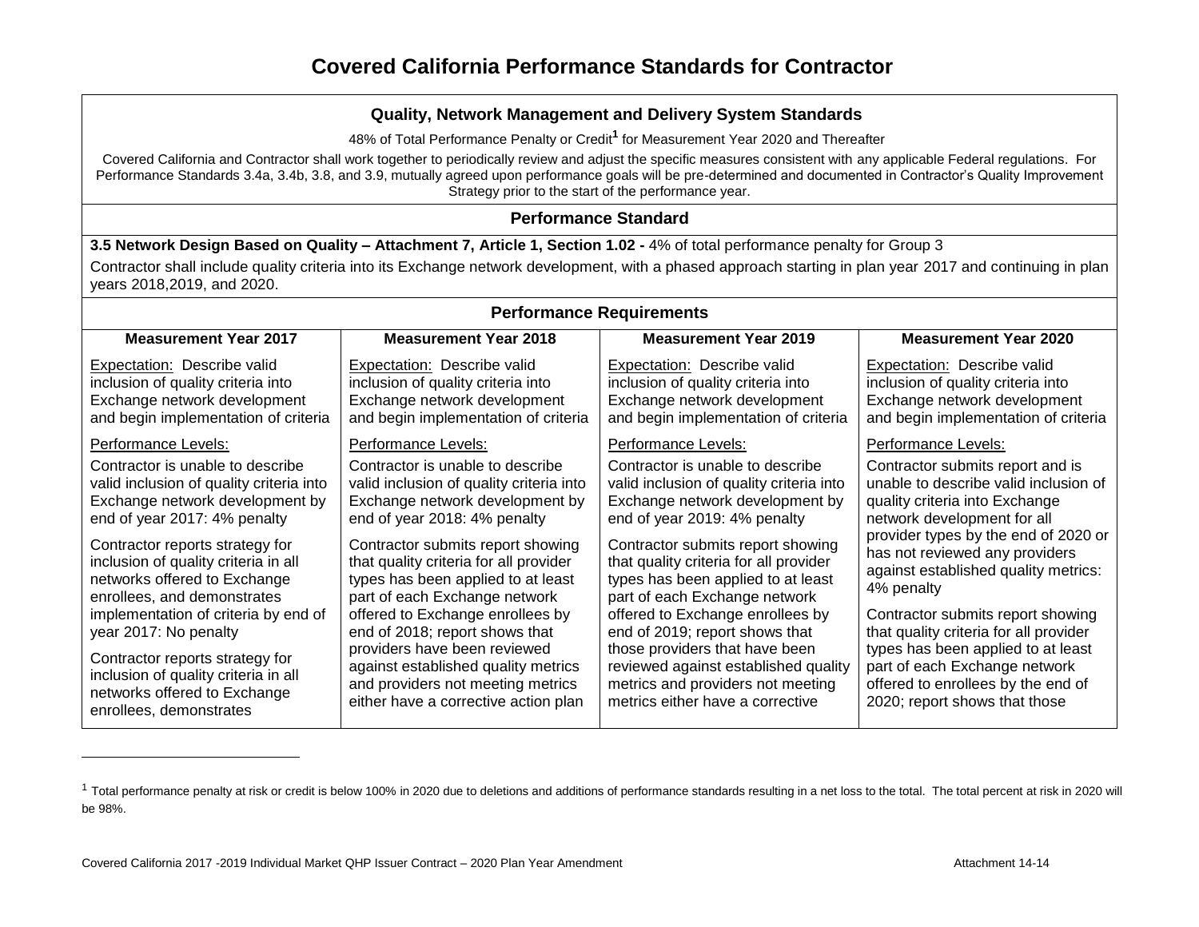# Covered California Performance Standards for Contractor

**Quality, Network Management and Delivery System Standards**

48% of Total Performance Penalty or Credit[1] for Measurement Year 2020 and Thereafter

Covered California and Contractor shall work together to periodically review and adjust the specific measures consistent with any applicable Federal regulations. For Performance Standards 3.4a, 3.4b, 3.8, and 3.9, mutually agreed upon performance goals will be pre-determined and documented in Contractor's Quality Improvement Strategy prior to the start of the performance year.

**Performance Standard**

**3.5 Network Design Based on Quality – Attachment 7, Article 1, Section 1.02 -** 4% of total performance penalty for Group 3

Contractor shall include quality criteria into its Exchange network development, with a phased approach starting in plan year 2017 and continuing in plan years 2018,2019, and 2020.

**Performance Requirements**

| Measurement Year 2017 | Measurement Year 2018 | Measurement Year 2019 | Measurement Year 2020 |
|---|---|---|---|
| Expectation: Describe valid inclusion of quality criteria into Exchange network development and begin implementation of criteria<br><br>Performance Levels:<br><br>Contractor is unable to describe valid inclusion of quality criteria into Exchange network development by end of year 2017: 4% penalty<br><br>Contractor reports strategy for inclusion of quality criteria in all networks offered to Exchange enrollees, and demonstrates implementation of criteria by end of year 2017: No penalty<br><br>Contractor reports strategy for inclusion of quality criteria in all networks offered to Exchange enrollees, demonstrates | Expectation: Describe valid inclusion of quality criteria into Exchange network development and begin implementation of criteria<br><br>Performance Levels:<br><br>Contractor is unable to describe valid inclusion of quality criteria into Exchange network development by end of year 2018: 4% penalty<br><br>Contractor submits report showing that quality criteria for all provider types has been applied to at least part of each Exchange network offered to Exchange enrollees by end of 2018; report shows that providers have been reviewed against established quality metrics and providers not meeting metrics either have a corrective action plan | Expectation: Describe valid inclusion of quality criteria into Exchange network development and begin implementation of criteria<br><br>Performance Levels:<br><br>Contractor is unable to describe valid inclusion of quality criteria into Exchange network development by end of year 2019: 4% penalty<br><br>Contractor submits report showing that quality criteria for all provider types has been applied to at least part of each Exchange network offered to Exchange enrollees by end of 2019; report shows that those providers that have been reviewed against established quality metrics and providers not meeting metrics either have a corrective | Expectation: Describe valid inclusion of quality criteria into Exchange network development and begin implementation of criteria<br><br>Performance Levels:<br><br>Contractor submits report and is unable to describe valid inclusion of quality criteria into Exchange network development for all provider types by the end of 2020 or has not reviewed any providers against established quality metrics: 4% penalty<br><br>Contractor submits report showing that quality criteria for all provider types has been applied to at least part of each Exchange network offered to enrollees by the end of 2020; report shows that those |

[1] Total performance penalty at risk or credit is below 100% in 2020 due to deletions and additions of performance standards resulting in a net loss to the total. The total percent at risk in 2020 will be 98%.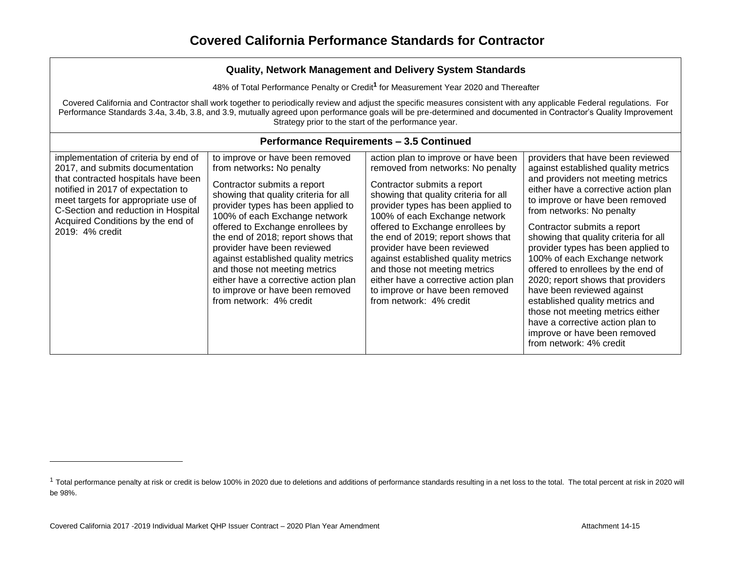# Covered California Performance Standards for Contractor

| Quality, Network Management and Delivery System Standards | | | |
|---|---|---|---|
| 48% of Total Performance Penalty or Credit[1] for Measurement Year 2020 and Thereafter<br><br>Covered California and Contractor shall work together to periodically review and adjust the specific measures consistent with any applicable Federal regulations. For Performance Standards 3.4a, 3.4b, 3.8, and 3.9, mutually agreed upon performance goals will be pre-determined and documented in Contractor's Quality Improvement Strategy prior to the start of the performance year. | | | |
| **Performance Requirements – 3.5 Continued** | | | |
| implementation of criteria by end of 2017, and submits documentation that contracted hospitals have been notified in 2017 of expectation to meet targets for appropriate use of C-Section and reduction in Hospital Acquired Conditions by the end of 2019: 4% credit | to improve or have been removed from networks**:** No penalty<br><br>Contractor submits a report showing that quality criteria for all provider types has been applied to 100% of each Exchange network offered to Exchange enrollees by the end of 2018; report shows that provider have been reviewed against established quality metrics and those not meeting metrics either have a corrective action plan to improve or have been removed from network: 4% credit | action plan to improve or have been removed from networks: No penalty<br><br>Contractor submits a report showing that quality criteria for all provider types has been applied to 100% of each Exchange network offered to Exchange enrollees by the end of 2019; report shows that provider have been reviewed against established quality metrics and those not meeting metrics either have a corrective action plan to improve or have been removed from network: 4% credit | providers that have been reviewed against established quality metrics and providers not meeting metrics either have a corrective action plan to improve or have been removed from networks: No penalty<br><br>Contractor submits a report showing that quality criteria for all provider types has been applied to 100% of each Exchange network offered to enrollees by the end of 2020; report shows that providers have been reviewed against established quality metrics and those not meeting metrics either have a corrective action plan to improve or have been removed from network: 4% credit |

[1] Total performance penalty at risk or credit is below 100% in 2020 due to deletions and additions of performance standards resulting in a net loss to the total. The total percent at risk in 2020 will be 98%.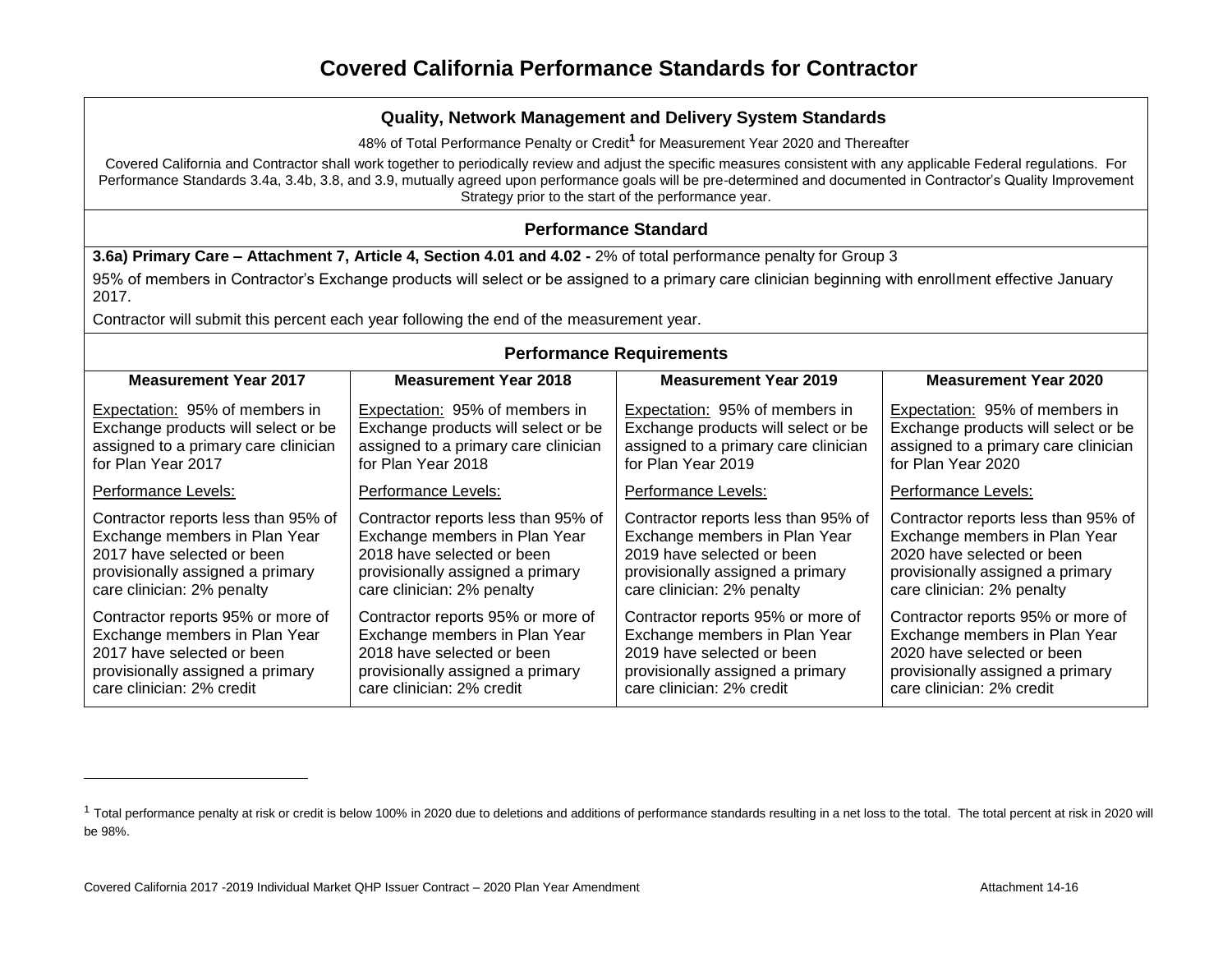# Covered California Performance Standards for Contractor

## Quality, Network Management and Delivery System Standards

48% of Total Performance Penalty or Credit[1] for Measurement Year 2020 and Thereafter

Covered California and Contractor shall work together to periodically review and adjust the specific measures consistent with any applicable Federal regulations. For Performance Standards 3.4a, 3.4b, 3.8, and 3.9, mutually agreed upon performance goals will be pre-determined and documented in Contractor's Quality Improvement Strategy prior to the start of the performance year.

### Performance Standard

**3.6a) Primary Care – Attachment 7, Article 4, Section 4.01 and 4.02 -** 2% of total performance penalty for Group 3

95% of members in Contractor's Exchange products will select or be assigned to a primary care clinician beginning with enrollment effective January 2017.

Contractor will submit this percent each year following the end of the measurement year.

### Performance Requirements

| Measurement Year 2017 | Measurement Year 2018 | Measurement Year 2019 | Measurement Year 2020 |
|---|---|---|---|
| Expectation: 95% of members in Exchange products will select or be assigned to a primary care clinician for Plan Year 2017 | Expectation: 95% of members in Exchange products will select or be assigned to a primary care clinician for Plan Year 2018 | Expectation: 95% of members in Exchange products will select or be assigned to a primary care clinician for Plan Year 2019 | Expectation: 95% of members in Exchange products will select or be assigned to a primary care clinician for Plan Year 2020 |
| Performance Levels: | Performance Levels: | Performance Levels: | Performance Levels: |
| Contractor reports less than 95% of Exchange members in Plan Year 2017 have selected or been provisionally assigned a primary care clinician: 2% penalty | Contractor reports less than 95% of Exchange members in Plan Year 2018 have selected or been provisionally assigned a primary care clinician: 2% penalty | Contractor reports less than 95% of Exchange members in Plan Year 2019 have selected or been provisionally assigned a primary care clinician: 2% penalty | Contractor reports less than 95% of Exchange members in Plan Year 2020 have selected or been provisionally assigned a primary care clinician: 2% penalty |
| Contractor reports 95% or more of Exchange members in Plan Year 2017 have selected or been provisionally assigned a primary care clinician: 2% credit | Contractor reports 95% or more of Exchange members in Plan Year 2018 have selected or been provisionally assigned a primary care clinician: 2% credit | Contractor reports 95% or more of Exchange members in Plan Year 2019 have selected or been provisionally assigned a primary care clinician: 2% credit | Contractor reports 95% or more of Exchange members in Plan Year 2020 have selected or been provisionally assigned a primary care clinician: 2% credit |

[1] Total performance penalty at risk or credit is below 100% in 2020 due to deletions and additions of performance standards resulting in a net loss to the total. The total percent at risk in 2020 will be 98%.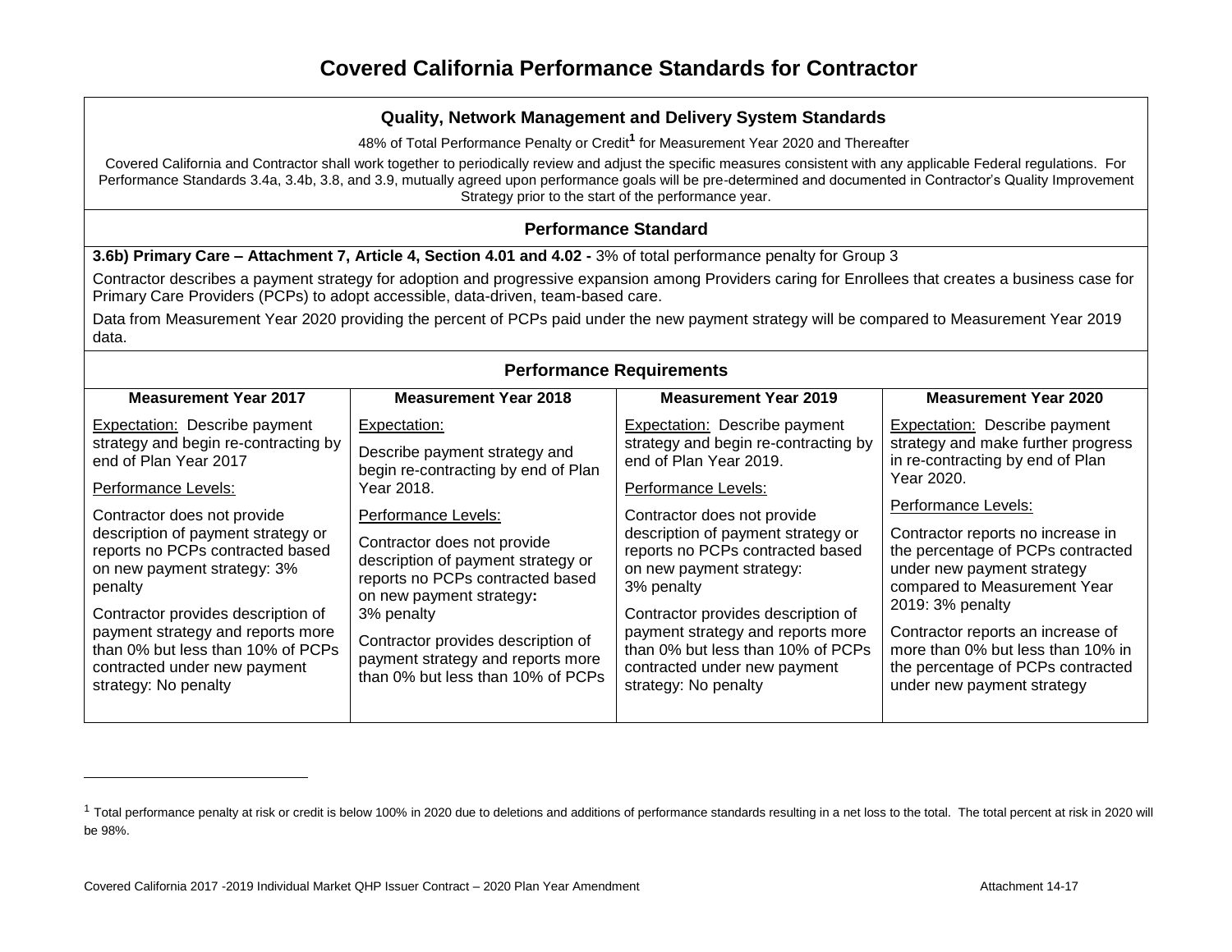# Covered California Performance Standards for Contractor

## Quality, Network Management and Delivery System Standards

48% of Total Performance Penalty or Credit[1] for Measurement Year 2020 and Thereafter

Covered California and Contractor shall work together to periodically review and adjust the specific measures consistent with any applicable Federal regulations. For Performance Standards 3.4a, 3.4b, 3.8, and 3.9, mutually agreed upon performance goals will be pre-determined and documented in Contractor's Quality Improvement Strategy prior to the start of the performance year.

## Performance Standard

**3.6b) Primary Care – Attachment 7, Article 4, Section 4.01 and 4.02 -** 3% of total performance penalty for Group 3

Contractor describes a payment strategy for adoption and progressive expansion among Providers caring for Enrollees that creates a business case for Primary Care Providers (PCPs) to adopt accessible, data-driven, team-based care.

Data from Measurement Year 2020 providing the percent of PCPs paid under the new payment strategy will be compared to Measurement Year 2019 data.

## Performance Requirements

| Measurement Year 2017 | Measurement Year 2018 | Measurement Year 2019 | Measurement Year 2020 |
|---|---|---|---|
| <u>Expectation:</u> Describe payment strategy and begin re-contracting by end of Plan Year 2017<br><br><u>Performance Levels:</u><br><br>Contractor does not provide description of payment strategy or reports no PCPs contracted based on new payment strategy: 3% penalty<br><br>Contractor provides description of payment strategy and reports more than 0% but less than 10% of PCPs contracted under new payment strategy: No penalty | <u>Expectation:</u><br><br>Describe payment strategy and begin re-contracting by end of Plan Year 2018.<br><br><u>Performance Levels:</u><br><br>Contractor does not provide description of payment strategy or reports no PCPs contracted based on new payment strategy**:** 3% penalty<br><br>Contractor provides description of payment strategy and reports more than 0% but less than 10% of PCPs | <u>Expectation:</u> Describe payment strategy and begin re-contracting by end of Plan Year 2019.<br><br><u>Performance Levels:</u><br><br>Contractor does not provide description of payment strategy or reports no PCPs contracted based on new payment strategy: 3% penalty<br><br>Contractor provides description of payment strategy and reports more than 0% but less than 10% of PCPs contracted under new payment strategy: No penalty | <u>Expectation:</u> Describe payment strategy and make further progress in re-contracting by end of Plan Year 2020.<br><br><u>Performance Levels:</u><br><br>Contractor reports no increase in the percentage of PCPs contracted under new payment strategy compared to Measurement Year 2019: 3% penalty<br><br>Contractor reports an increase of more than 0% but less than 10% in the percentage of PCPs contracted under new payment strategy |

[1] Total performance penalty at risk or credit is below 100% in 2020 due to deletions and additions of performance standards resulting in a net loss to the total. The total percent at risk in 2020 will be 98%.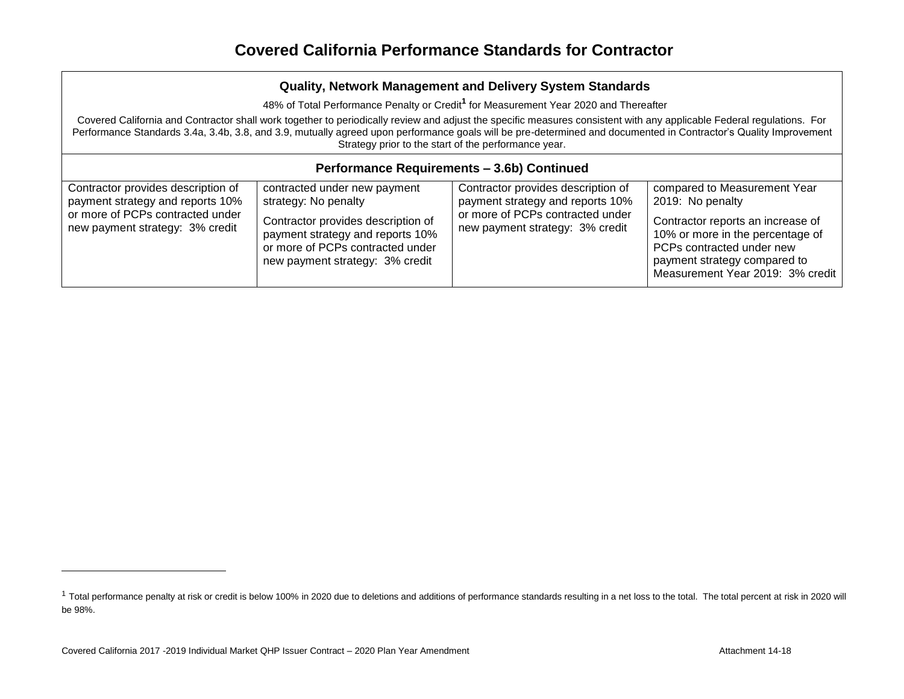# Covered California Performance Standards for Contractor

| **Quality, Network Management and Delivery System Standards**<br>48% of Total Performance Penalty or Credit[1] for Measurement Year 2020 and Thereafter<br>Covered California and Contractor shall work together to periodically review and adjust the specific measures consistent with any applicable Federal regulations. For Performance Standards 3.4a, 3.4b, 3.8, and 3.9, mutually agreed upon performance goals will be pre-determined and documented in Contractor's Quality Improvement Strategy prior to the start of the performance year. | | | |
|---|---|---|---|
| **Performance Requirements – 3.6b) Continued** | | | |
| Contractor provides description of payment strategy and reports 10% or more of PCPs contracted under new payment strategy: 3% credit | contracted under new payment strategy: No penalty<br>Contractor provides description of payment strategy and reports 10% or more of PCPs contracted under new payment strategy: 3% credit | Contractor provides description of payment strategy and reports 10% or more of PCPs contracted under new payment strategy: 3% credit | compared to Measurement Year 2019: No penalty<br>Contractor reports an increase of 10% or more in the percentage of PCPs contracted under new payment strategy compared to Measurement Year 2019: 3% credit |

[1] Total performance penalty at risk or credit is below 100% in 2020 due to deletions and additions of performance standards resulting in a net loss to the total. The total percent at risk in 2020 will be 98%.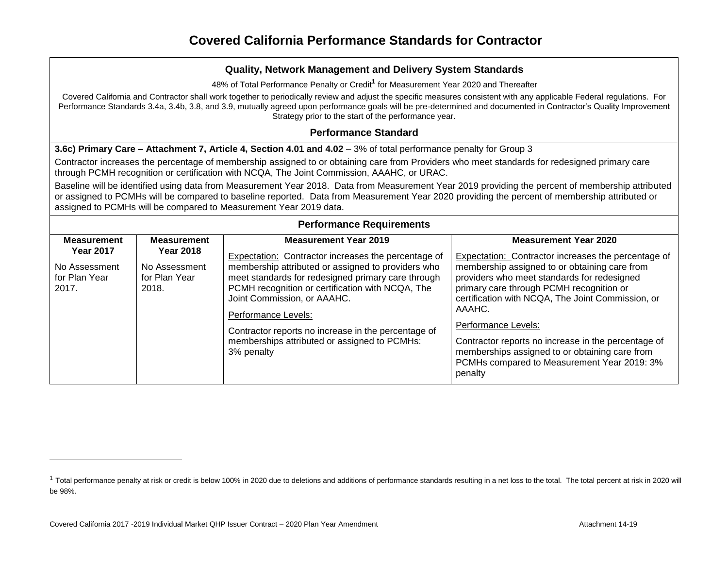# Covered California Performance Standards for Contractor

## Quality, Network Management and Delivery System Standards

48% of Total Performance Penalty or Credit[1] for Measurement Year 2020 and Thereafter

Covered California and Contractor shall work together to periodically review and adjust the specific measures consistent with any applicable Federal regulations. For Performance Standards 3.4a, 3.4b, 3.8, and 3.9, mutually agreed upon performance goals will be pre-determined and documented in Contractor's Quality Improvement Strategy prior to the start of the performance year.

## Performance Standard

**3.6c) Primary Care – Attachment 7, Article 4, Section 4.01 and 4.02** – 3% of total performance penalty for Group 3

Contractor increases the percentage of membership assigned to or obtaining care from Providers who meet standards for redesigned primary care through PCMH recognition or certification with NCQA, The Joint Commission, AAAHC, or URAC.

Baseline will be identified using data from Measurement Year 2018. Data from Measurement Year 2019 providing the percent of membership attributed or assigned to PCMHs will be compared to baseline reported. Data from Measurement Year 2020 providing the percent of membership attributed or assigned to PCMHs will be compared to Measurement Year 2019 data.

## Performance Requirements

| Measurement Year 2017 | Measurement Year 2018 | Measurement Year 2019 | Measurement Year 2020 |
|---|---|---|---|
| No Assessment for Plan Year 2017. | No Assessment for Plan Year 2018. | Expectation: Contractor increases the percentage of membership attributed or assigned to providers who meet standards for redesigned primary care through PCMH recognition or certification with NCQA, The Joint Commission, or AAAHC.<br><br>Performance Levels:<br><br>Contractor reports no increase in the percentage of memberships attributed or assigned to PCMHs: 3% penalty | Expectation: Contractor increases the percentage of membership assigned to or obtaining care from providers who meet standards for redesigned primary care through PCMH recognition or certification with NCQA, The Joint Commission, or AAAHC.<br><br>Performance Levels:<br><br>Contractor reports no increase in the percentage of memberships assigned to or obtaining care from PCMHs compared to Measurement Year 2019: 3% penalty |

[1] Total performance penalty at risk or credit is below 100% in 2020 due to deletions and additions of performance standards resulting in a net loss to the total. The total percent at risk in 2020 will be 98%.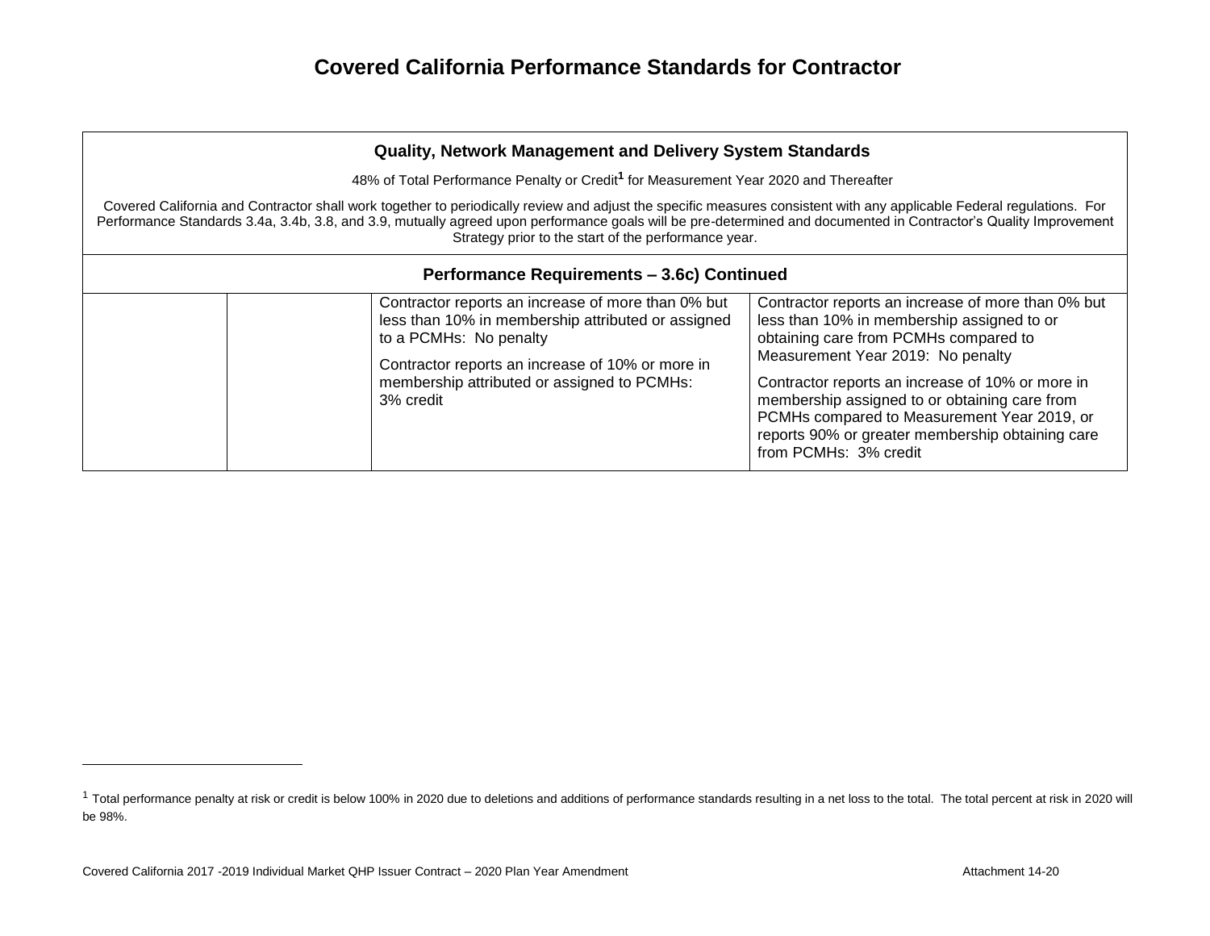# Covered California Performance Standards for Contractor

| Quality, Network Management and Delivery System Standards | | | |
|---|---|---|---|
| 48% of Total Performance Penalty or Credit[1] for Measurement Year 2020 and Thereafter | | | |
| Covered California and Contractor shall work together to periodically review and adjust the specific measures consistent with any applicable Federal regulations. For Performance Standards 3.4a, 3.4b, 3.8, and 3.9, mutually agreed upon performance goals will be pre-determined and documented in Contractor's Quality Improvement Strategy prior to the start of the performance year. | | | |
| **Performance Requirements – 3.6c) Continued** | | | |
| | | Contractor reports an increase of more than 0% but less than 10% in membership attributed or assigned to a PCMHs: No penalty<br><br>Contractor reports an increase of 10% or more in membership attributed or assigned to PCMHs: 3% credit | Contractor reports an increase of more than 0% but less than 10% in membership assigned to or obtaining care from PCMHs compared to Measurement Year 2019: No penalty<br><br>Contractor reports an increase of 10% or more in membership assigned to or obtaining care from PCMHs compared to Measurement Year 2019, or reports 90% or greater membership obtaining care from PCMHs: 3% credit |

[1] Total performance penalty at risk or credit is below 100% in 2020 due to deletions and additions of performance standards resulting in a net loss to the total. The total percent at risk in 2020 will be 98%.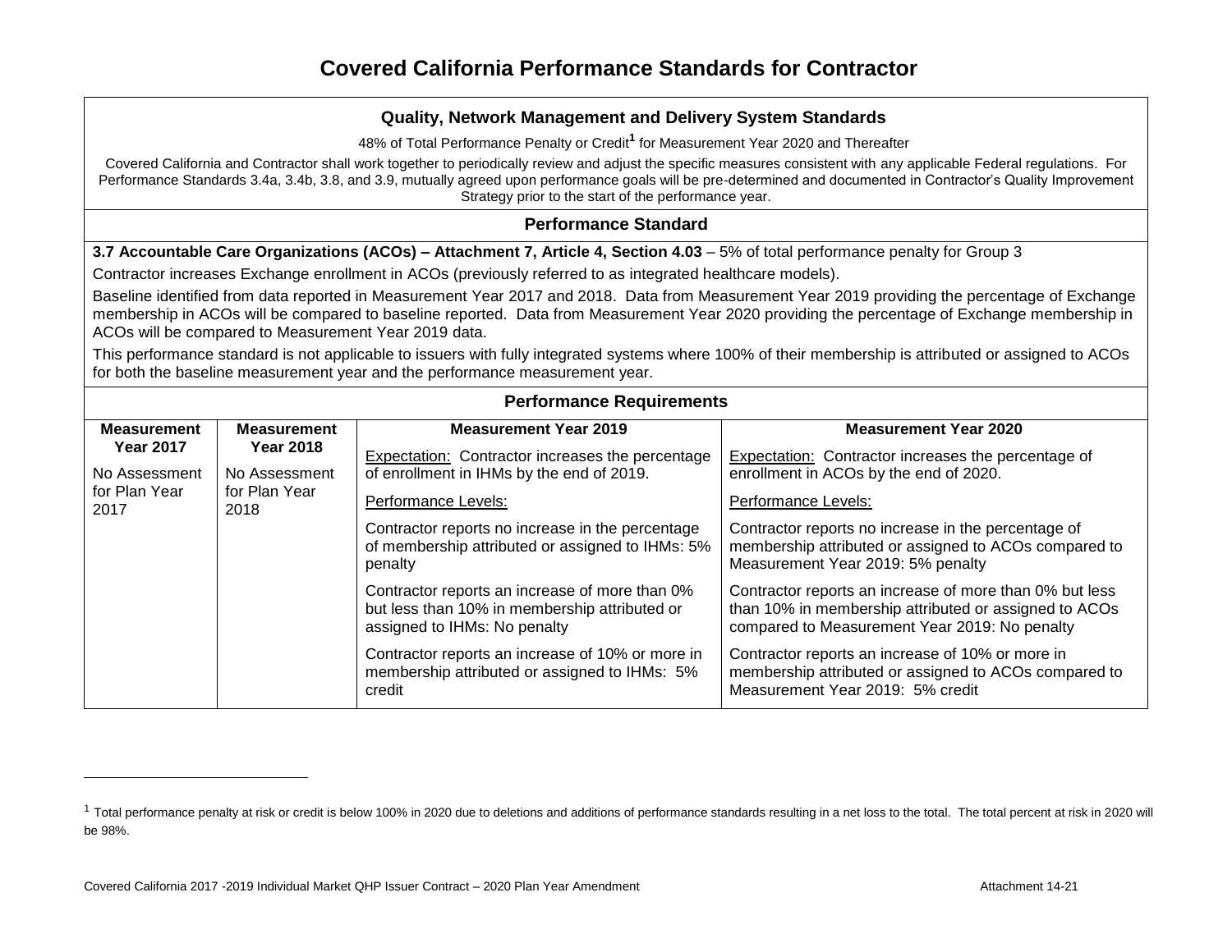# Covered California Performance Standards for Contractor

## Quality, Network Management and Delivery System Standards

48% of Total Performance Penalty or Credit[1] for Measurement Year 2020 and Thereafter

Covered California and Contractor shall work together to periodically review and adjust the specific measures consistent with any applicable Federal regulations. For Performance Standards 3.4a, 3.4b, 3.8, and 3.9, mutually agreed upon performance goals will be pre-determined and documented in Contractor's Quality Improvement Strategy prior to the start of the performance year.

### Performance Standard

**3.7 Accountable Care Organizations (ACOs) – Attachment 7, Article 4, Section 4.03** – 5% of total performance penalty for Group 3

Contractor increases Exchange enrollment in ACOs (previously referred to as integrated healthcare models).

Baseline identified from data reported in Measurement Year 2017 and 2018. Data from Measurement Year 2019 providing the percentage of Exchange membership in ACOs will be compared to baseline reported. Data from Measurement Year 2020 providing the percentage of Exchange membership in ACOs will be compared to Measurement Year 2019 data.

This performance standard is not applicable to issuers with fully integrated systems where 100% of their membership is attributed or assigned to ACOs for both the baseline measurement year and the performance measurement year.

### Performance Requirements

| Measurement Year 2017 | Measurement Year 2018 | Measurement Year 2019 | Measurement Year 2020 |
|---|---|---|---|
| No Assessment for Plan Year 2017 | No Assessment for Plan Year 2018 | Expectation: Contractor increases the percentage of enrollment in IHMs by the end of 2019.<br><br>Performance Levels:<br><br>Contractor reports no increase in the percentage of membership attributed or assigned to IHMs: 5% penalty<br><br>Contractor reports an increase of more than 0% but less than 10% in membership attributed or assigned to IHMs: No penalty<br><br>Contractor reports an increase of 10% or more in membership attributed or assigned to IHMs: 5% credit | Expectation: Contractor increases the percentage of enrollment in ACOs by the end of 2020.<br><br>Performance Levels:<br><br>Contractor reports no increase in the percentage of membership attributed or assigned to ACOs compared to Measurement Year 2019: 5% penalty<br><br>Contractor reports an increase of more than 0% but less than 10% in membership attributed or assigned to ACOs compared to Measurement Year 2019: No penalty<br><br>Contractor reports an increase of 10% or more in membership attributed or assigned to ACOs compared to Measurement Year 2019: 5% credit |

[1] Total performance penalty at risk or credit is below 100% in 2020 due to deletions and additions of performance standards resulting in a net loss to the total. The total percent at risk in 2020 will be 98%.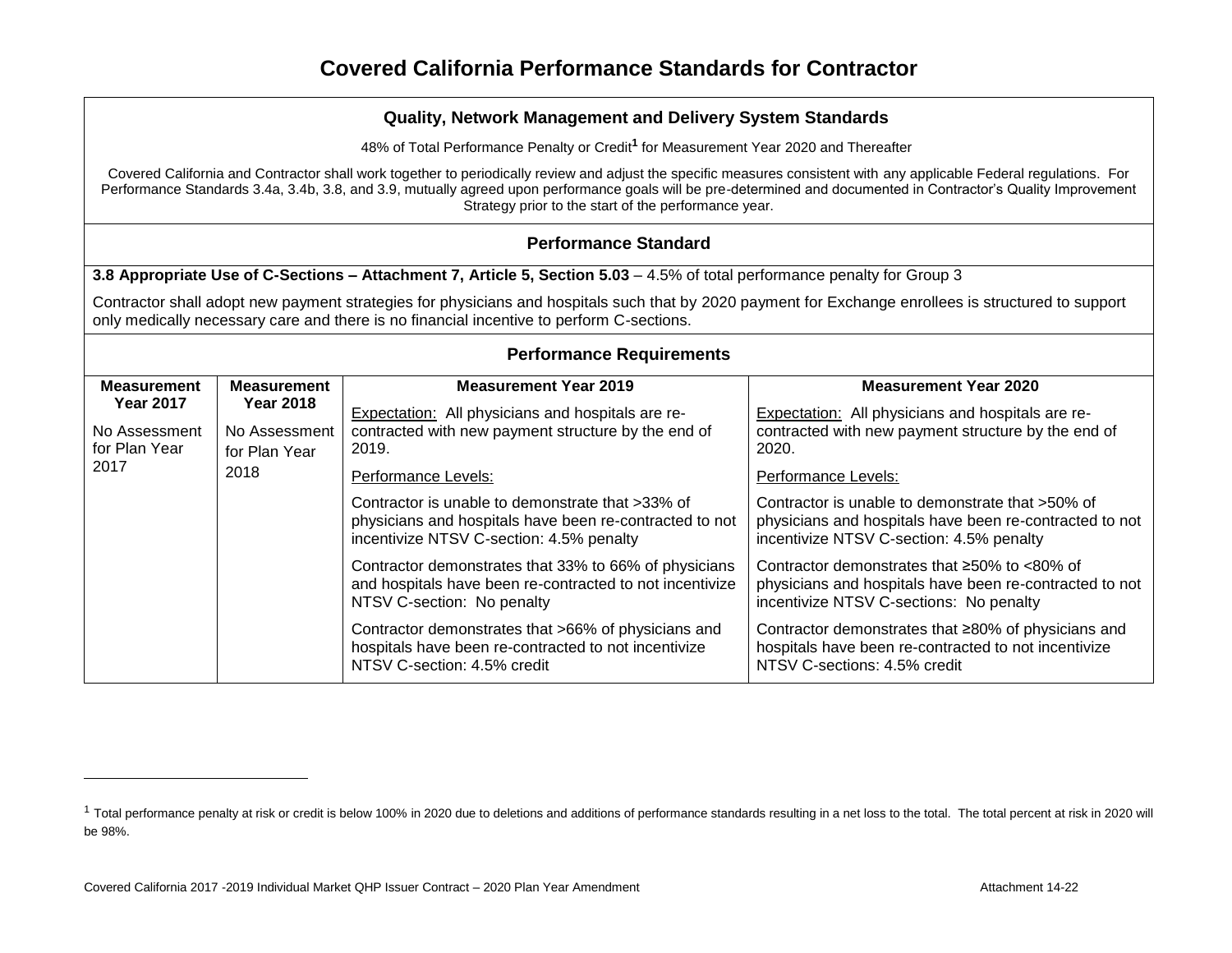# Covered California Performance Standards for Contractor

## Quality, Network Management and Delivery System Standards

48% of Total Performance Penalty or Credit[1] for Measurement Year 2020 and Thereafter

Covered California and Contractor shall work together to periodically review and adjust the specific measures consistent with any applicable Federal regulations. For Performance Standards 3.4a, 3.4b, 3.8, and 3.9, mutually agreed upon performance goals will be pre-determined and documented in Contractor's Quality Improvement Strategy prior to the start of the performance year.

## Performance Standard

**3.8 Appropriate Use of C-Sections – Attachment 7, Article 5, Section 5.03** – 4.5% of total performance penalty for Group 3

Contractor shall adopt new payment strategies for physicians and hospitals such that by 2020 payment for Exchange enrollees is structured to support only medically necessary care and there is no financial incentive to perform C-sections.

## Performance Requirements

| Measurement Year 2017 | Measurement Year 2018 | Measurement Year 2019 | Measurement Year 2020 |
|---|---|---|---|
| No Assessment for Plan Year 2017 | No Assessment for Plan Year 2018 | Expectation: All physicians and hospitals are re-contracted with new payment structure by the end of 2019. | Expectation: All physicians and hospitals are re-contracted with new payment structure by the end of 2020. |
| | | Performance Levels: | Performance Levels: |
| | | Contractor is unable to demonstrate that >33% of physicians and hospitals have been re-contracted to not incentivize NTSV C-section: 4.5% penalty | Contractor is unable to demonstrate that >50% of physicians and hospitals have been re-contracted to not incentivize NTSV C-section: 4.5% penalty |
| | | Contractor demonstrates that 33% to 66% of physicians and hospitals have been re-contracted to not incentivize NTSV C-section: No penalty | Contractor demonstrates that ≥50% to <80% of physicians and hospitals have been re-contracted to not incentivize NTSV C-sections: No penalty |
| | | Contractor demonstrates that >66% of physicians and hospitals have been re-contracted to not incentivize NTSV C-section: 4.5% credit | Contractor demonstrates that ≥80% of physicians and hospitals have been re-contracted to not incentivize NTSV C-sections: 4.5% credit |

[1] Total performance penalty at risk or credit is below 100% in 2020 due to deletions and additions of performance standards resulting in a net loss to the total. The total percent at risk in 2020 will be 98%.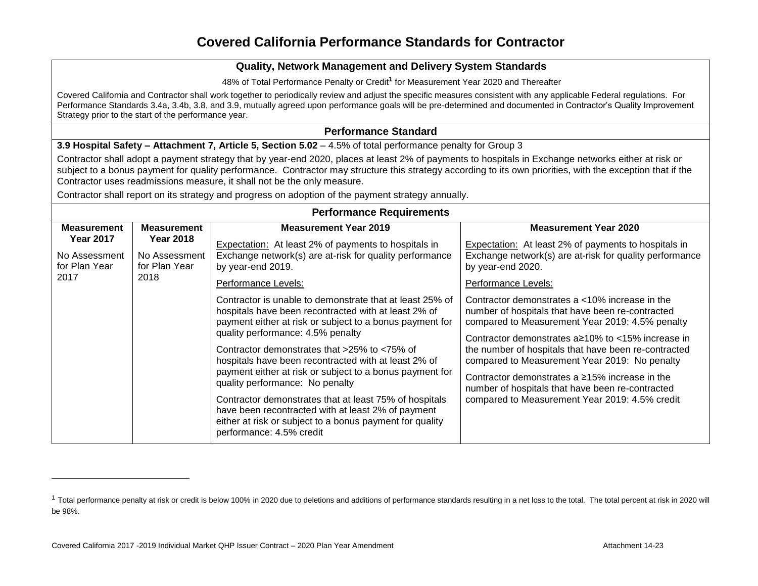# Covered California Performance Standards for Contractor

## Quality, Network Management and Delivery System Standards

48% of Total Performance Penalty or Credit[1] for Measurement Year 2020 and Thereafter

Covered California and Contractor shall work together to periodically review and adjust the specific measures consistent with any applicable Federal regulations. For Performance Standards 3.4a, 3.4b, 3.8, and 3.9, mutually agreed upon performance goals will be pre-determined and documented in Contractor's Quality Improvement Strategy prior to the start of the performance year.

## Performance Standard

**3.9 Hospital Safety – Attachment 7, Article 5, Section 5.02** – 4.5% of total performance penalty for Group 3

Contractor shall adopt a payment strategy that by year-end 2020, places at least 2% of payments to hospitals in Exchange networks either at risk or subject to a bonus payment for quality performance. Contractor may structure this strategy according to its own priorities, with the exception that if the Contractor uses readmissions measure, it shall not be the only measure.

Contractor shall report on its strategy and progress on adoption of the payment strategy annually.

## Performance Requirements

| Measurement Year 2017 | Measurement Year 2018 | Measurement Year 2019 | Measurement Year 2020 |
|---|---|---|---|
| No Assessment for Plan Year 2017 | No Assessment for Plan Year 2018 | Expectation: At least 2% of payments to hospitals in Exchange network(s) are at-risk for quality performance by year-end 2019.<br><br>Performance Levels:<br><br>Contractor is unable to demonstrate that at least 25% of hospitals have been recontracted with at least 2% of payment either at risk or subject to a bonus payment for quality performance: 4.5% penalty<br><br>Contractor demonstrates that >25% to <75% of hospitals have been recontracted with at least 2% of payment either at risk or subject to a bonus payment for quality performance: No penalty<br><br>Contractor demonstrates that at least 75% of hospitals have been recontracted with at least 2% of payment either at risk or subject to a bonus payment for quality performance: 4.5% credit | Expectation: At least 2% of payments to hospitals in Exchange network(s) are at-risk for quality performance by year-end 2020.<br><br>Performance Levels:<br><br>Contractor demonstrates a <10% increase in the number of hospitals that have been re-contracted compared to Measurement Year 2019: 4.5% penalty<br><br>Contractor demonstrates a≥10% to <15% increase in the number of hospitals that have been re-contracted compared to Measurement Year 2019: No penalty<br><br>Contractor demonstrates a ≥15% increase in the number of hospitals that have been re-contracted compared to Measurement Year 2019: 4.5% credit |

[1] Total performance penalty at risk or credit is below 100% in 2020 due to deletions and additions of performance standards resulting in a net loss to the total. The total percent at risk in 2020 will be 98%.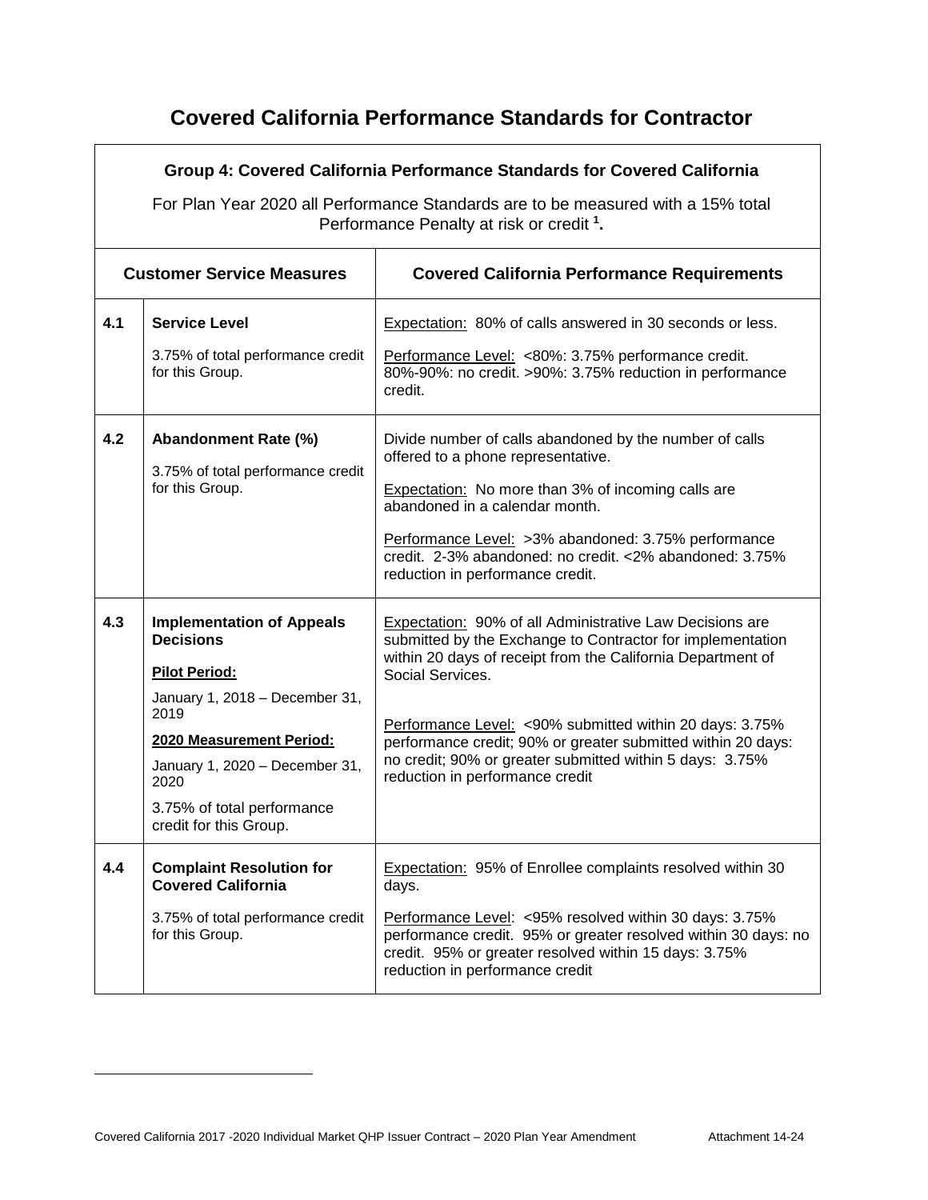# Covered California Performance Standards for Contractor

| Group 4: Covered California Performance Standards for Covered California<br><br>For Plan Year 2020 all Performance Standards are to be measured with a 15% total Performance Penalty at risk or credit [1]. | | |
|---|---|---|
| **Customer Service Measures** | | **Covered California Performance Requirements** |
| **4.1** | **Service Level**<br><br>3.75% of total performance credit for this Group. | Expectation: 80% of calls answered in 30 seconds or less.<br><br>Performance Level: <80%: 3.75% performance credit. 80%-90%: no credit. >90%: 3.75% reduction in performance credit. |
| **4.2** | **Abandonment Rate (%)**<br><br>3.75% of total performance credit for this Group. | Divide number of calls abandoned by the number of calls offered to a phone representative.<br><br>Expectation: No more than 3% of incoming calls are abandoned in a calendar month.<br><br>Performance Level: >3% abandoned: 3.75% performance credit. 2-3% abandoned: no credit. <2% abandoned: 3.75% reduction in performance credit. |
| **4.3** | **Implementation of Appeals Decisions**<br><br>**Pilot Period:**<br><br>January 1, 2018 – December 31, 2019<br><br>**2020 Measurement Period:**<br><br>January 1, 2020 – December 31, 2020<br><br>3.75% of total performance credit for this Group. | Expectation: 90% of all Administrative Law Decisions are submitted by the Exchange to Contractor for implementation within 20 days of receipt from the California Department of Social Services.<br><br>Performance Level: <90% submitted within 20 days: 3.75% performance credit; 90% or greater submitted within 20 days: no credit; 90% or greater submitted within 5 days: 3.75% reduction in performance credit |
| **4.4** | **Complaint Resolution for Covered California**<br><br>3.75% of total performance credit for this Group. | Expectation: 95% of Enrollee complaints resolved within 30 days.<br><br>Performance Level: <95% resolved within 30 days: 3.75% performance credit. 95% or greater resolved within 30 days: no credit. 95% or greater resolved within 15 days: 3.75% reduction in performance credit |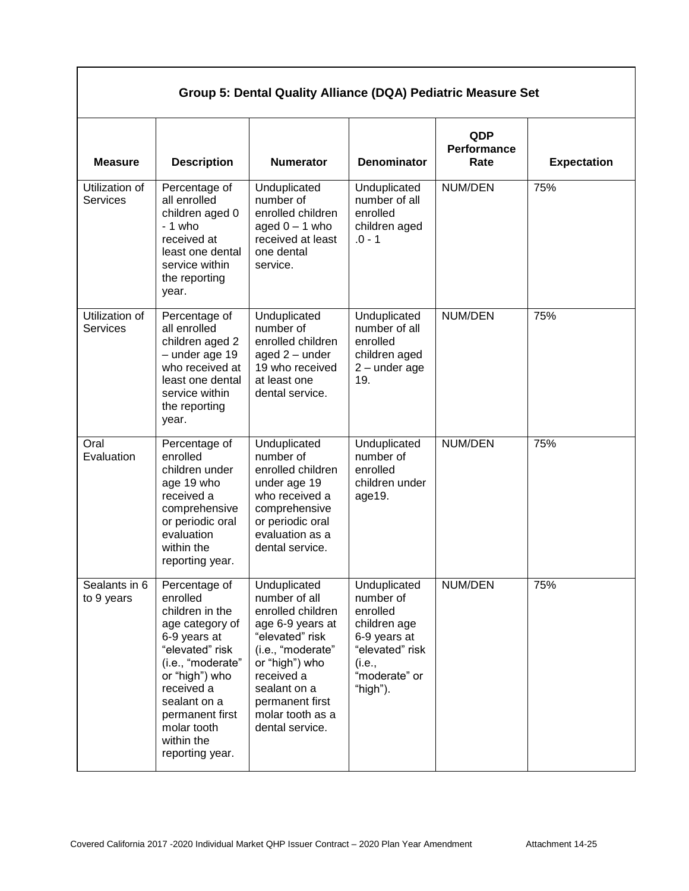| Group 5: Dental Quality Alliance (DQA) Pediatric Measure Set | | | | | |
|---|---|---|---|---|---|
| **Measure** | **Description** | **Numerator** | **Denominator** | **QDP Performance Rate** | **Expectation** |
| Utilization of Services | Percentage of all enrolled children aged 0 - 1 who received at least one dental service within the reporting year. | Unduplicated number of enrolled children aged 0 – 1 who received at least one dental service. | Unduplicated number of all enrolled children aged .0 - 1 | NUM/DEN | 75% |
| Utilization of Services | Percentage of all enrolled children aged 2 – under age 19 who received at least one dental service within the reporting year. | Unduplicated number of enrolled children aged 2 – under 19 who received at least one dental service. | Unduplicated number of all enrolled children aged 2 – under age 19. | NUM/DEN | 75% |
| Oral Evaluation | Percentage of enrolled children under age 19 who received a comprehensive or periodic oral evaluation within the reporting year. | Unduplicated number of enrolled children under age 19 who received a comprehensive or periodic oral evaluation as a dental service. | Unduplicated number of enrolled children under age19. | NUM/DEN | 75% |
| Sealants in 6 to 9 years | Percentage of enrolled children in the age category of 6-9 years at "elevated" risk (i.e., "moderate" or "high") who received a sealant on a permanent first molar tooth within the reporting year. | Unduplicated number of all enrolled children age 6-9 years at "elevated" risk (i.e., "moderate" or "high") who received a sealant on a permanent first molar tooth as a dental service. | Unduplicated number of enrolled children age 6-9 years at "elevated" risk (i.e., "moderate" or "high"). | NUM/DEN | 75% |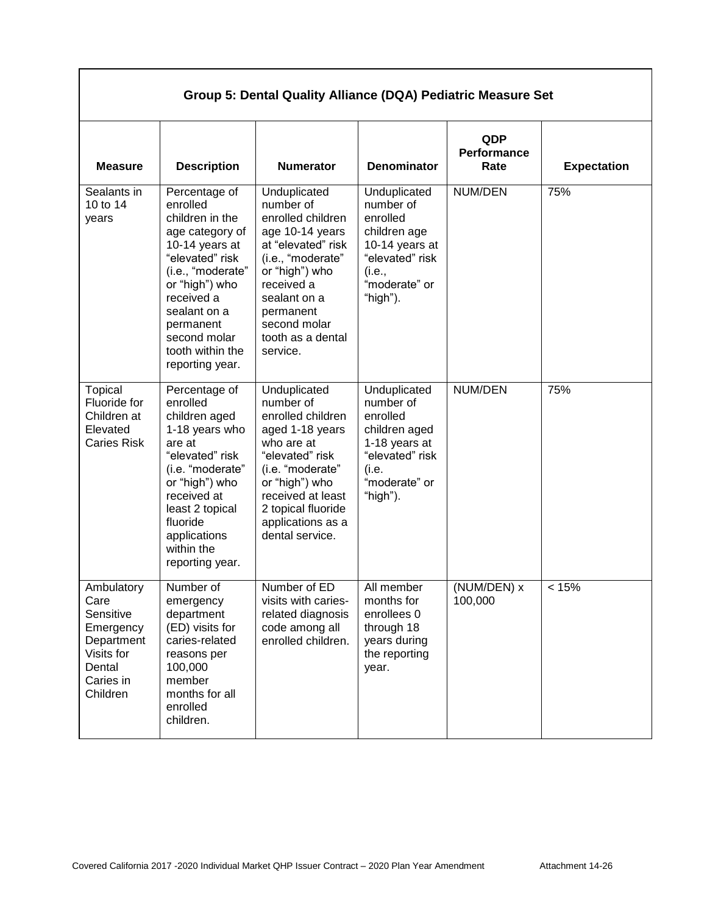| Group 5: Dental Quality Alliance (DQA) Pediatric Measure Set | | | | | |
|---|---|---|---|---|---|
| **Measure** | **Description** | **Numerator** | **Denominator** | **QDP Performance Rate** | **Expectation** |
| Sealants in 10 to 14 years | Percentage of enrolled children in the age category of 10-14 years at "elevated" risk (i.e., "moderate" or "high") who received a sealant on a permanent second molar tooth within the reporting year. | Unduplicated number of enrolled children age 10-14 years at "elevated" risk (i.e., "moderate" or "high") who received a sealant on a permanent second molar tooth as a dental service. | Unduplicated number of enrolled children age 10-14 years at "elevated" risk (i.e., "moderate" or "high"). | NUM/DEN | 75% |
| Topical Fluoride for Children at Elevated Caries Risk | Percentage of enrolled children aged 1-18 years who are at "elevated" risk (i.e. "moderate" or "high") who received at least 2 topical fluoride applications within the reporting year. | Unduplicated number of enrolled children aged 1-18 years who are at "elevated" risk (i.e. "moderate" or "high") who received at least 2 topical fluoride applications as a dental service. | Unduplicated number of enrolled children aged 1-18 years at "elevated" risk (i.e. "moderate" or "high"). | NUM/DEN | 75% |
| Ambulatory Care Sensitive Emergency Department Visits for Dental Caries in Children | Number of emergency department (ED) visits for caries-related reasons per 100,000 member months for all enrolled children. | Number of ED visits with caries-related diagnosis code among all enrolled children. | All member months for enrollees 0 through 18 years during the reporting year. | (NUM/DEN) x 100,000 | < 15% |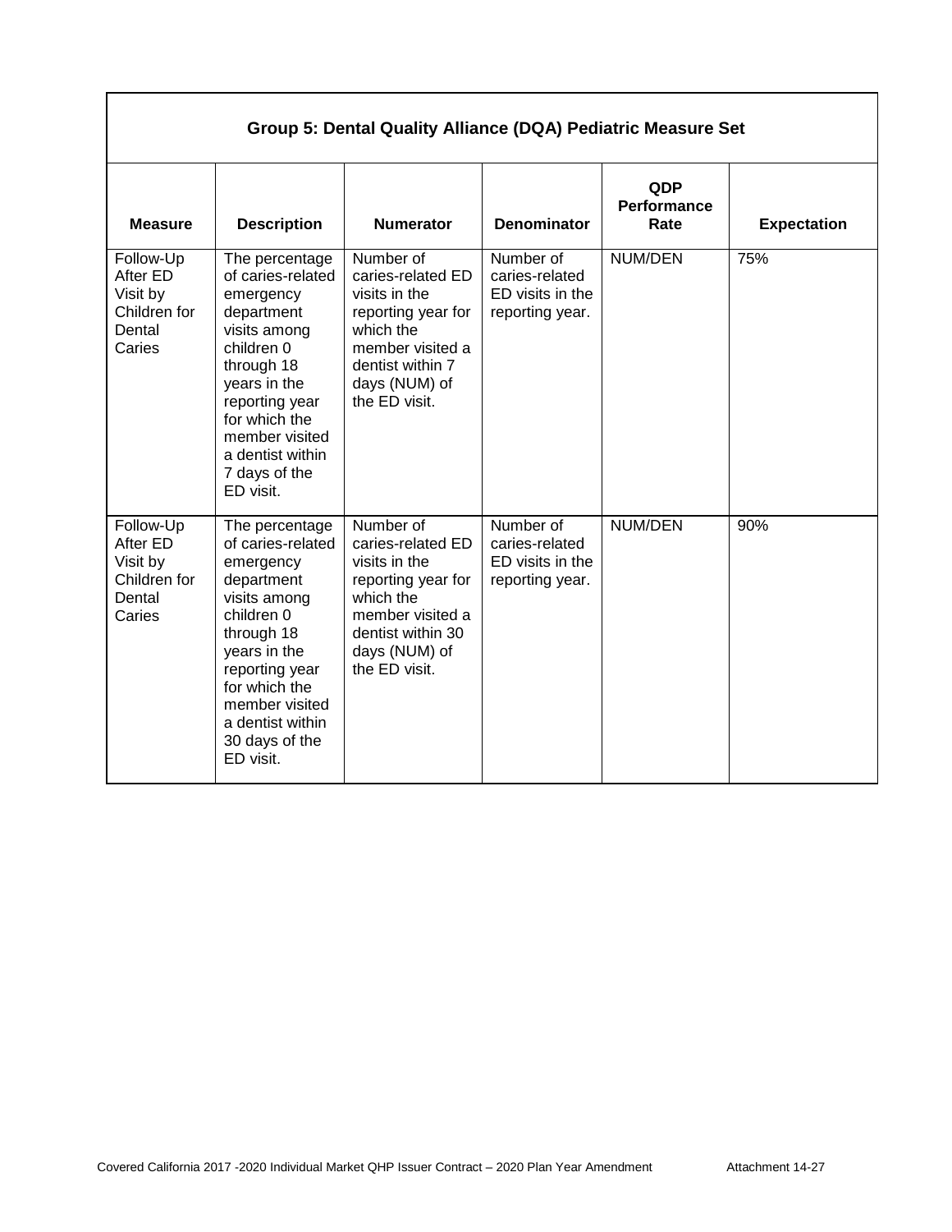| Group 5: Dental Quality Alliance (DQA) Pediatric Measure Set | | | | | |
|---|---|---|---|---|---|
| **Measure** | **Description** | **Numerator** | **Denominator** | **QDP Performance Rate** | **Expectation** |
| Follow-Up After ED Visit by Children for Dental Caries | The percentage of caries-related emergency department visits among children 0 through 18 years in the reporting year for which the member visited a dentist within 7 days of the ED visit. | Number of caries-related ED visits in the reporting year for which the member visited a dentist within 7 days (NUM) of the ED visit. | Number of caries-related ED visits in the reporting year. | NUM/DEN | 75% |
| Follow-Up After ED Visit by Children for Dental Caries | The percentage of caries-related emergency department visits among children 0 through 18 years in the reporting year for which the member visited a dentist within 30 days of the ED visit. | Number of caries-related ED visits in the reporting year for which the member visited a dentist within 30 days (NUM) of the ED visit. | Number of caries-related ED visits in the reporting year. | NUM/DEN | 90% |